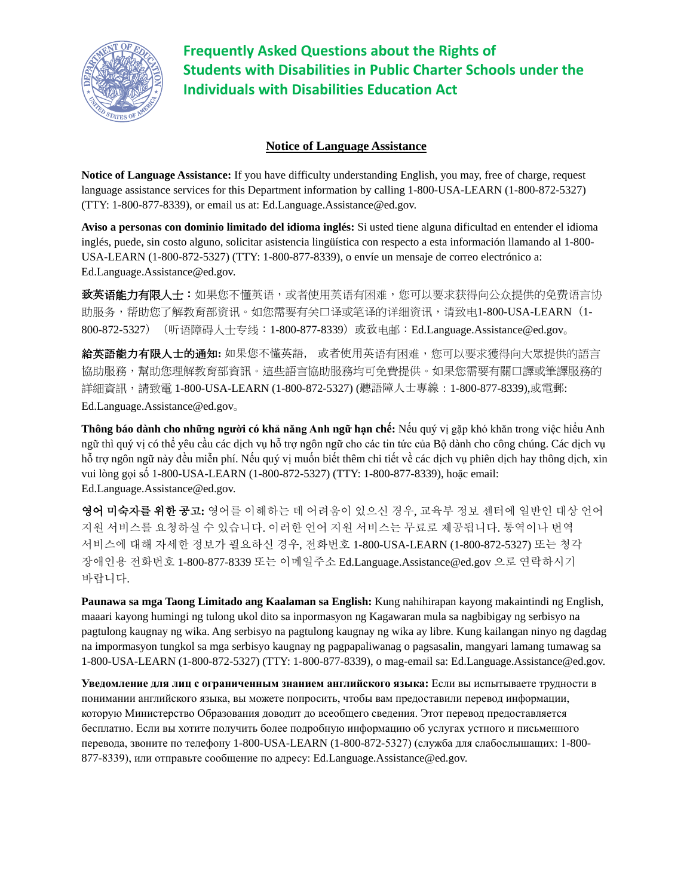# Frequently Asked Questions about the Rights of Students with Disabilities in Public Charter Schools under the Individuals with Disabilities Education Act

## Notice of Language Assistance

**Notice of Language Assistance:** If you have difficulty understanding English, you may, free of charge, request language assistance services for this Department information by calling 1-800-USA-LEARN (1-800-872-5327) (TTY: 1-800-877-8339), or email us at: Ed.Language.Assistance@ed.gov.

**Aviso a personas con dominio limitado del idioma inglés:** Si usted tiene alguna dificultad en entender el idioma inglés, puede, sin costo alguno, solicitar asistencia lingüística con respecto a esta información llamando al 1-800-USA-LEARN (1-800-872-5327) (TTY: 1-800-877-8339), o envíe un mensaje de correo electrónico a: Ed.Language.Assistance@ed.gov.

**致英语能力有限人士：**如果您不懂英语，或者使用英语有困难，您可以要求获得向公众提供的免费语言协助服务，帮助您了解教育部资讯。如您需要有关口译或笔译的详细资讯，请致电1-800-USA-LEARN（1-800-872-5327）（听语障碍人士专线：1-800-877-8339）或致电邮：Ed.Language.Assistance@ed.gov。

**給英語能力有限人士的通知:** 如果您不懂英語， 或者使用英语有困难，您可以要求獲得向大眾提供的語言協助服務，幫助您理解教育部資訊。這些語言協助服務均可免費提供。如果您需要有關口譯或筆譯服務的詳細資訊，請致電 1-800-USA-LEARN (1-800-872-5327) (聽語障人士專線：1-800-877-8339),或電郵: Ed.Language.Assistance@ed.gov。

**Thông báo dành cho những người có khả năng Anh ngữ hạn chế:** Nếu quý vị gặp khó khăn trong việc hiểu Anh ngữ thì quý vị có thể yêu cầu các dịch vụ hỗ trợ ngôn ngữ cho các tin tức của Bộ dành cho công chúng. Các dịch vụ hỗ trợ ngôn ngữ này đều miễn phí. Nếu quý vị muốn biết thêm chi tiết về các dịch vụ phiên dịch hay thông dịch, xin vui lòng gọi số 1-800-USA-LEARN (1-800-872-5327) (TTY: 1-800-877-8339), hoặc email: Ed.Language.Assistance@ed.gov.

**영어 미숙자를 위한 공고:** 영어를 이해하는 데 어려움이 있으신 경우, 교육부 정보 센터에 일반인 대상 언어 지원 서비스를 요청하실 수 있습니다. 이러한 언어 지원 서비스는 무료로 제공됩니다. 통역이나 번역 서비스에 대해 자세한 정보가 필요하신 경우, 전화번호 1-800-USA-LEARN (1-800-872-5327) 또는 청각 장애인용 전화번호 1-800-877-8339 또는 이메일주소 Ed.Language.Assistance@ed.gov 으로 연락하시기 바랍니다.

**Paunawa sa mga Taong Limitado ang Kaalaman sa English:** Kung nahihirapan kayong makaintindi ng English, maaari kayong humingi ng tulong ukol dito sa inpormasyon ng Kagawaran mula sa nagbibigay ng serbisyo na pagtulong kaugnay ng wika. Ang serbisyo na pagtulong kaugnay ng wika ay libre. Kung kailangan ninyo ng dagdag na impormasyon tungkol sa mga serbisyo kaugnay ng pagpapaliwanag o pagsasalin, mangyari lamang tumawag sa 1-800-USA-LEARN (1-800-872-5327) (TTY: 1-800-877-8339), o mag-email sa: Ed.Language.Assistance@ed.gov.

**Уведомление для лиц с ограниченным знанием английского языка:** Если вы испытываете трудности в понимании английского языка, вы можете попросить, чтобы вам предоставили перевод информации, которую Министерство Образования доводит до всеобщего сведения. Этот перевод предоставляется бесплатно. Если вы хотите получить более подробную информацию об услугах устного и письменного перевода, звоните по телефону 1-800-USA-LEARN (1-800-872-5327) (служба для слабослышащих: 1-800-877-8339), или отправьте сообщение по адресу: Ed.Language.Assistance@ed.gov.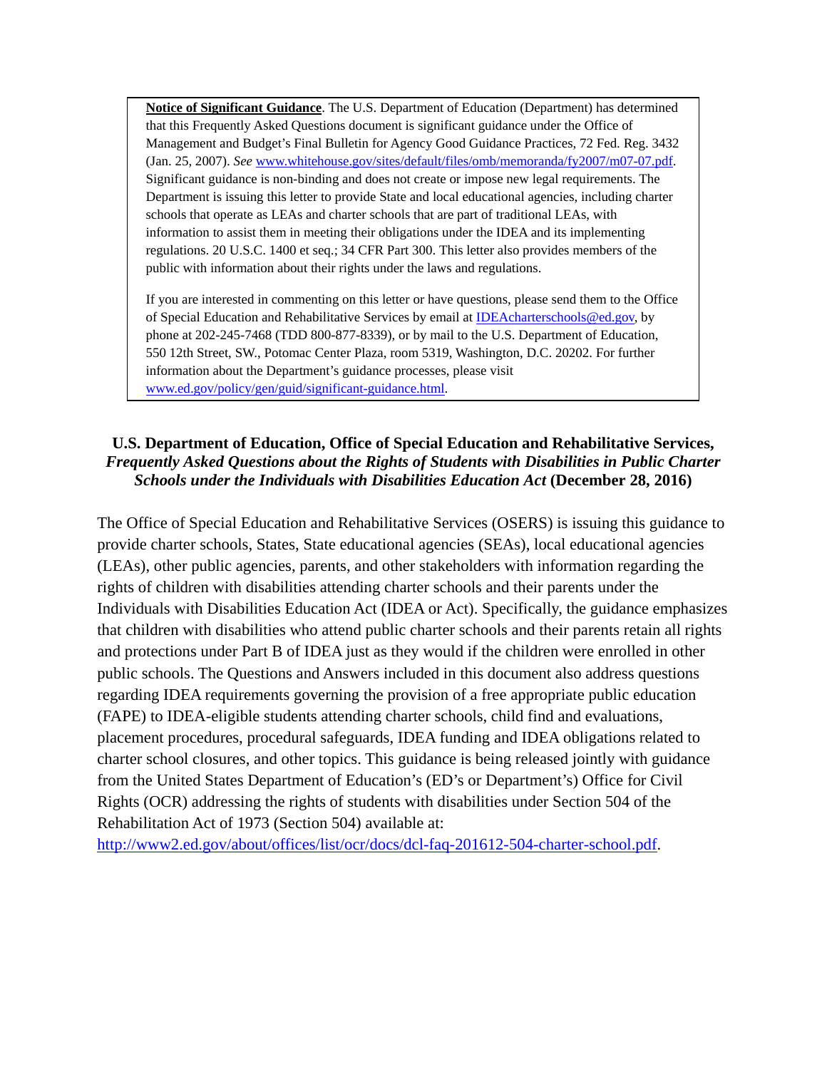**Notice of Significant Guidance**. The U.S. Department of Education (Department) has determined that this Frequently Asked Questions document is significant guidance under the Office of Management and Budget's Final Bulletin for Agency Good Guidance Practices, 72 Fed. Reg. 3432 (Jan. 25, 2007). *See* www.whitehouse.gov/sites/default/files/omb/memoranda/fy2007/m07-07.pdf. Significant guidance is non-binding and does not create or impose new legal requirements. The Department is issuing this letter to provide State and local educational agencies, including charter schools that operate as LEAs and charter schools that are part of traditional LEAs, with information to assist them in meeting their obligations under the IDEA and its implementing regulations. 20 U.S.C. 1400 et seq.; 34 CFR Part 300. This letter also provides members of the public with information about their rights under the laws and regulations.

If you are interested in commenting on this letter or have questions, please send them to the Office of Special Education and Rehabilitative Services by email at IDEAcharterschools@ed.gov, by phone at 202-245-7468 (TDD 800-877-8339), or by mail to the U.S. Department of Education, 550 12th Street, SW., Potomac Center Plaza, room 5319, Washington, D.C. 20202. For further information about the Department's guidance processes, please visit www.ed.gov/policy/gen/guid/significant-guidance.html.

**U.S. Department of Education, Office of Special Education and Rehabilitative Services, *Frequently Asked Questions about the Rights of Students with Disabilities in Public Charter Schools under the Individuals with Disabilities Education Act* (December 28, 2016)**

The Office of Special Education and Rehabilitative Services (OSERS) is issuing this guidance to provide charter schools, States, State educational agencies (SEAs), local educational agencies (LEAs), other public agencies, parents, and other stakeholders with information regarding the rights of children with disabilities attending charter schools and their parents under the Individuals with Disabilities Education Act (IDEA or Act). Specifically, the guidance emphasizes that children with disabilities who attend public charter schools and their parents retain all rights and protections under Part B of IDEA just as they would if the children were enrolled in other public schools. The Questions and Answers included in this document also address questions regarding IDEA requirements governing the provision of a free appropriate public education (FAPE) to IDEA-eligible students attending charter schools, child find and evaluations, placement procedures, procedural safeguards, IDEA funding and IDEA obligations related to charter school closures, and other topics. This guidance is being released jointly with guidance from the United States Department of Education's (ED's or Department's) Office for Civil Rights (OCR) addressing the rights of students with disabilities under Section 504 of the Rehabilitation Act of 1973 (Section 504) available at: http://www2.ed.gov/about/offices/list/ocr/docs/dcl-faq-201612-504-charter-school.pdf.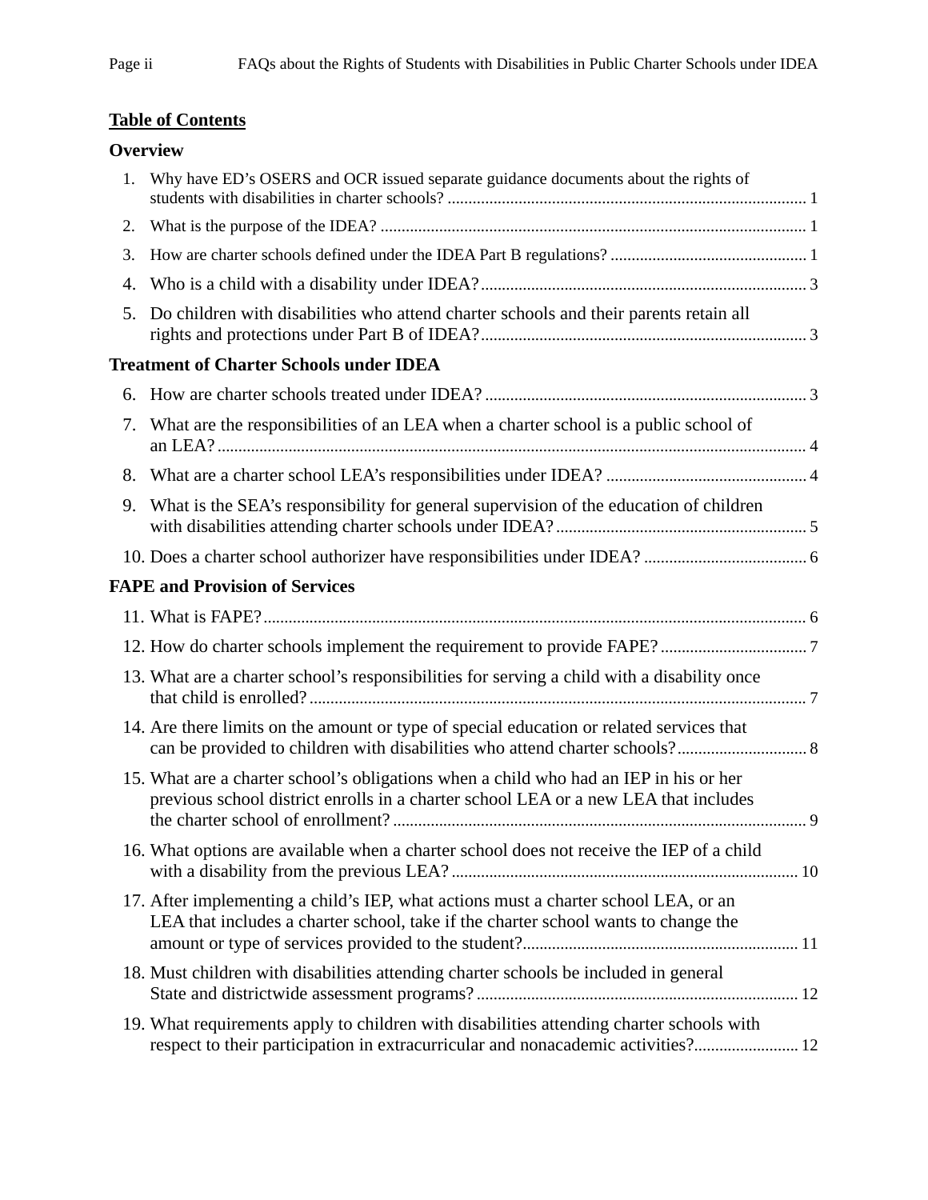## Table of Contents

### Overview

1. Why have ED's OSERS and OCR issued separate guidance documents about the rights of students with disabilities in charter schools? ..................................................................................... 1
2. What is the purpose of the IDEA? ..................................................................................................... 1
3. How are charter schools defined under the IDEA Part B regulations? ............................................... 1
4. Who is a child with a disability under IDEA? ............................................................................. 3
5. Do children with disabilities who attend charter schools and their parents retain all rights and protections under Part B of IDEA? ............................................................................. 3

### Treatment of Charter Schools under IDEA

6. How are charter schools treated under IDEA? ............................................................................ 3
7. What are the responsibilities of an LEA when a charter school is a public school of an LEA? ........................................................................................................................................... 4
8. What are a charter school LEA's responsibilities under IDEA? ................................................ 4
9. What is the SEA's responsibility for general supervision of the education of children with disabilities attending charter schools under IDEA? ........................................................... 5
10. Does a charter school authorizer have responsibilities under IDEA? ....................................... 6

### FAPE and Provision of Services

11. What is FAPE? ................................................................................................................................ 6
12. How do charter schools implement the requirement to provide FAPE? ................................... 7
13. What are a charter school's responsibilities for serving a child with a disability once that child is enrolled? ...................................................................................................................... 7
14. Are there limits on the amount or type of special education or related services that can be provided to children with disabilities who attend charter schools? ............................... 8
15. What are a charter school's obligations when a child who had an IEP in his or her previous school district enrolls in a charter school LEA or a new LEA that includes the charter school of enrollment? .................................................................................................. 9
16. What options are available when a charter school does not receive the IEP of a child with a disability from the previous LEA? .................................................................................. 10
17. After implementing a child's IEP, what actions must a charter school LEA, or an LEA that includes a charter school, take if the charter school wants to change the amount or type of services provided to the student? ................................................................. 11
18. Must children with disabilities attending charter schools be included in general State and districtwide assessment programs? ............................................................................ 12
19. What requirements apply to children with disabilities attending charter schools with respect to their participation in extracurricular and nonacademic activities? ......................... 12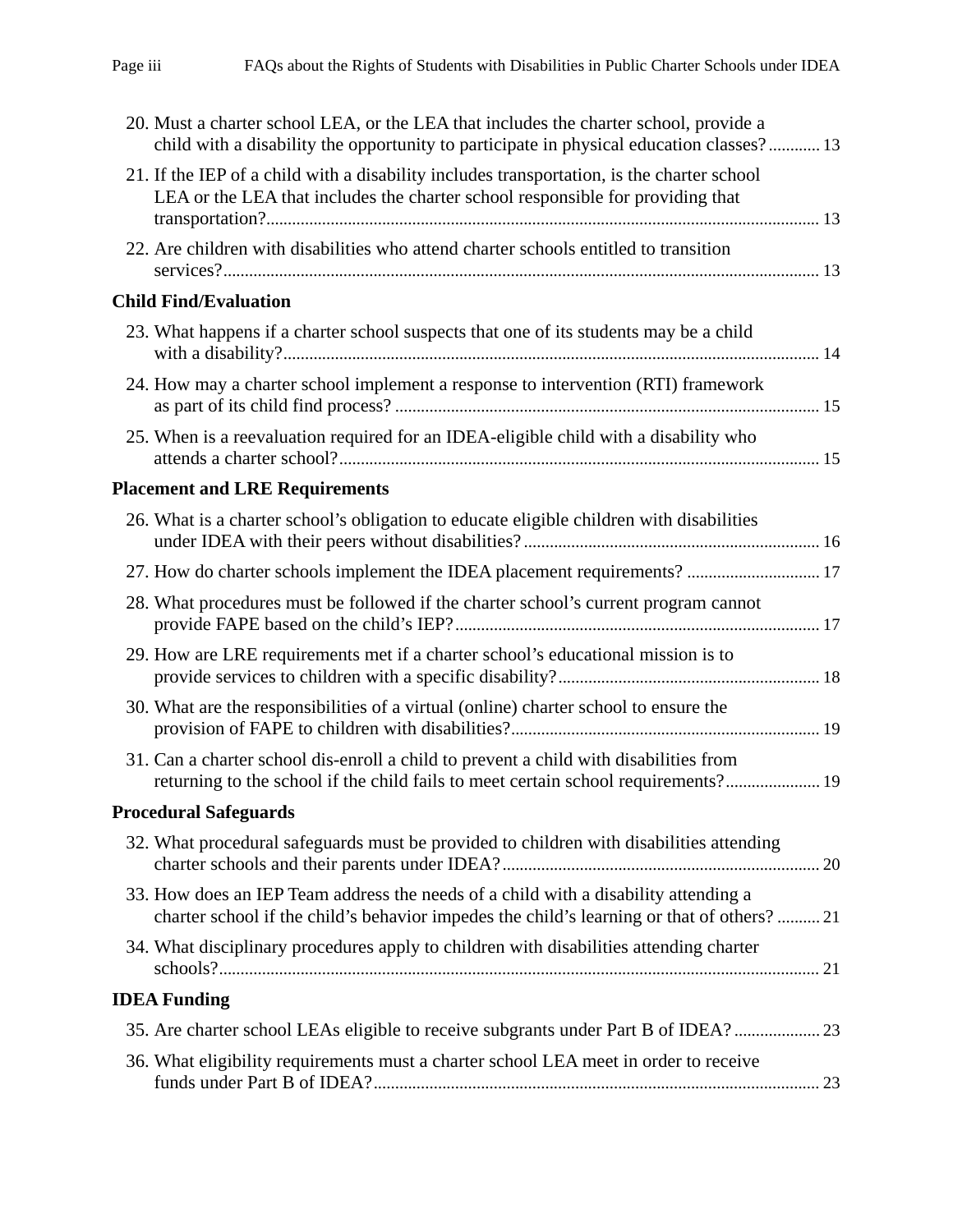20. Must a charter school LEA, or the LEA that includes the charter school, provide a child with a disability the opportunity to participate in physical education classes? ............ 13

21. If the IEP of a child with a disability includes transportation, is the charter school LEA or the LEA that includes the charter school responsible for providing that transportation? ............ 13

22. Are children with disabilities who attend charter schools entitled to transition services? ............ 13

**Child Find/Evaluation**

23. What happens if a charter school suspects that one of its students may be a child with a disability? ............ 14

24. How may a charter school implement a response to intervention (RTI) framework as part of its child find process? ............ 15

25. When is a reevaluation required for an IDEA-eligible child with a disability who attends a charter school? ............ 15

**Placement and LRE Requirements**

26. What is a charter school's obligation to educate eligible children with disabilities under IDEA with their peers without disabilities? ............ 16

27. How do charter schools implement the IDEA placement requirements? ............ 17

28. What procedures must be followed if the charter school's current program cannot provide FAPE based on the child's IEP? ............ 17

29. How are LRE requirements met if a charter school's educational mission is to provide services to children with a specific disability? ............ 18

30. What are the responsibilities of a virtual (online) charter school to ensure the provision of FAPE to children with disabilities? ............ 19

31. Can a charter school dis-enroll a child to prevent a child with disabilities from returning to the school if the child fails to meet certain school requirements? ............ 19

**Procedural Safeguards**

32. What procedural safeguards must be provided to children with disabilities attending charter schools and their parents under IDEA? ............ 20

33. How does an IEP Team address the needs of a child with a disability attending a charter school if the child's behavior impedes the child's learning or that of others? ............ 21

34. What disciplinary procedures apply to children with disabilities attending charter schools? ............ 21

**IDEA Funding**

35. Are charter school LEAs eligible to receive subgrants under Part B of IDEA? ............ 23

36. What eligibility requirements must a charter school LEA meet in order to receive funds under Part B of IDEA? ............ 23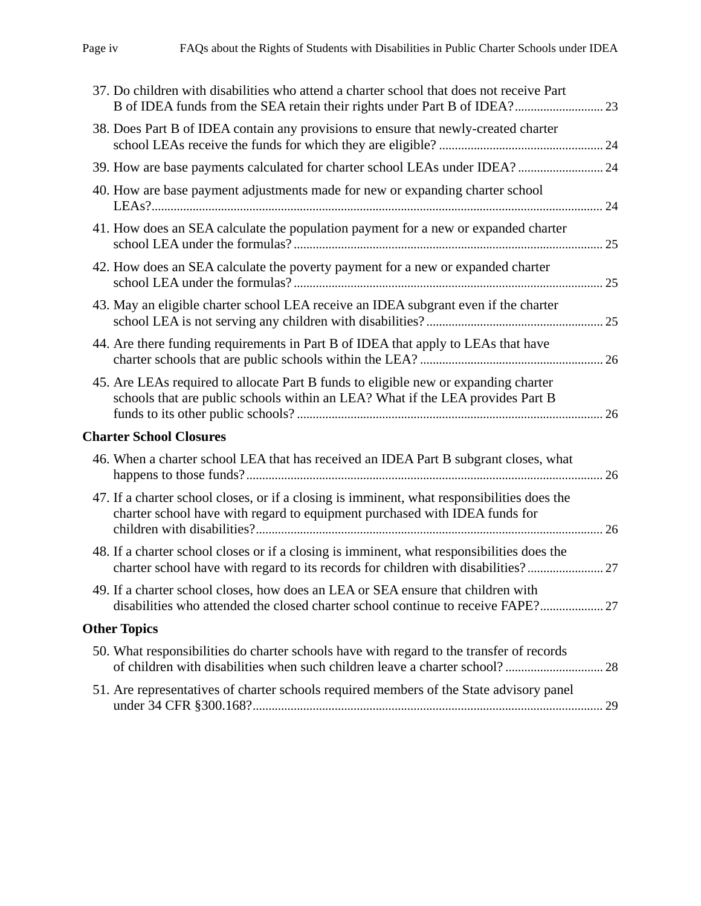37. Do children with disabilities who attend a charter school that does not receive Part B of IDEA funds from the SEA retain their rights under Part B of IDEA? ... 23
38. Does Part B of IDEA contain any provisions to ensure that newly-created charter school LEAs receive the funds for which they are eligible? ... 24
39. How are base payments calculated for charter school LEAs under IDEA? ... 24
40. How are base payment adjustments made for new or expanding charter school LEAs? ... 24
41. How does an SEA calculate the population payment for a new or expanded charter school LEA under the formulas? ... 25
42. How does an SEA calculate the poverty payment for a new or expanded charter school LEA under the formulas? ... 25
43. May an eligible charter school LEA receive an IDEA subgrant even if the charter school LEA is not serving any children with disabilities? ... 25
44. Are there funding requirements in Part B of IDEA that apply to LEAs that have charter schools that are public schools within the LEA? ... 26
45. Are LEAs required to allocate Part B funds to eligible new or expanding charter schools that are public schools within an LEA? What if the LEA provides Part B funds to its other public schools? ... 26

**Charter School Closures**

46. When a charter school LEA that has received an IDEA Part B subgrant closes, what happens to those funds? ... 26
47. If a charter school closes, or if a closing is imminent, what responsibilities does the charter school have with regard to equipment purchased with IDEA funds for children with disabilities? ... 26
48. If a charter school closes or if a closing is imminent, what responsibilities does the charter school have with regard to its records for children with disabilities? ... 27
49. If a charter school closes, how does an LEA or SEA ensure that children with disabilities who attended the closed charter school continue to receive FAPE? ... 27

**Other Topics**

50. What responsibilities do charter schools have with regard to the transfer of records of children with disabilities when such children leave a charter school? ... 28
51. Are representatives of charter schools required members of the State advisory panel under 34 CFR §300.168? ... 29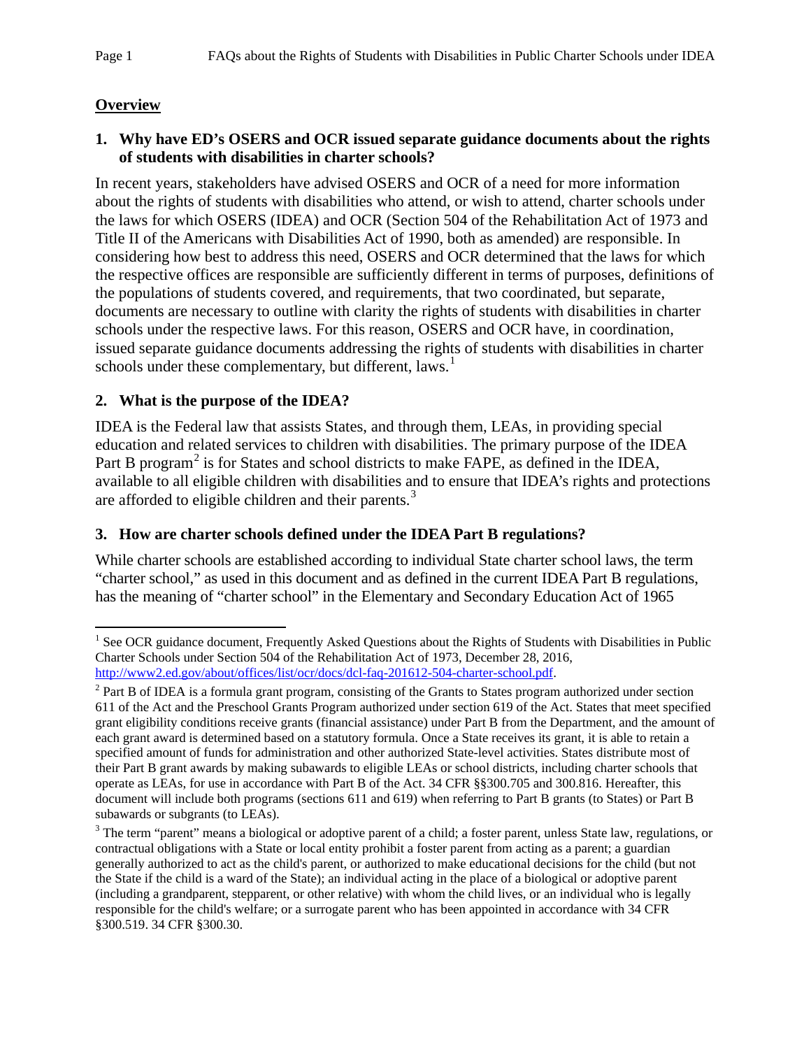## Overview

### 1. Why have ED's OSERS and OCR issued separate guidance documents about the rights of students with disabilities in charter schools?

In recent years, stakeholders have advised OSERS and OCR of a need for more information about the rights of students with disabilities who attend, or wish to attend, charter schools under the laws for which OSERS (IDEA) and OCR (Section 504 of the Rehabilitation Act of 1973 and Title II of the Americans with Disabilities Act of 1990, both as amended) are responsible. In considering how best to address this need, OSERS and OCR determined that the laws for which the respective offices are responsible are sufficiently different in terms of purposes, definitions of the populations of students covered, and requirements, that two coordinated, but separate, documents are necessary to outline with clarity the rights of students with disabilities in charter schools under the respective laws. For this reason, OSERS and OCR have, in coordination, issued separate guidance documents addressing the rights of students with disabilities in charter schools under these complementary, but different, laws.[1]

### 2. What is the purpose of the IDEA?

IDEA is the Federal law that assists States, and through them, LEAs, in providing special education and related services to children with disabilities. The primary purpose of the IDEA Part B program[2] is for States and school districts to make FAPE, as defined in the IDEA, available to all eligible children with disabilities and to ensure that IDEA's rights and protections are afforded to eligible children and their parents.[3]

### 3. How are charter schools defined under the IDEA Part B regulations?

While charter schools are established according to individual State charter school laws, the term "charter school," as used in this document and as defined in the current IDEA Part B regulations, has the meaning of "charter school" in the Elementary and Secondary Education Act of 1965

---

[1] See OCR guidance document, Frequently Asked Questions about the Rights of Students with Disabilities in Public Charter Schools under Section 504 of the Rehabilitation Act of 1973, December 28, 2016, [http://www2.ed.gov/about/offices/list/ocr/docs/dcl-faq-201612-504-charter-school.pdf](http://www2.ed.gov/about/offices/list/ocr/docs/dcl-faq-201612-504-charter-school.pdf).

[2] Part B of IDEA is a formula grant program, consisting of the Grants to States program authorized under section 611 of the Act and the Preschool Grants Program authorized under section 619 of the Act. States that meet specified grant eligibility conditions receive grants (financial assistance) under Part B from the Department, and the amount of each grant award is determined based on a statutory formula. Once a State receives its grant, it is able to retain a specified amount of funds for administration and other authorized State-level activities. States distribute most of their Part B grant awards by making subawards to eligible LEAs or school districts, including charter schools that operate as LEAs, for use in accordance with Part B of the Act. 34 CFR §§300.705 and 300.816. Hereafter, this document will include both programs (sections 611 and 619) when referring to Part B grants (to States) or Part B subawards or subgrants (to LEAs).

[3] The term "parent" means a biological or adoptive parent of a child; a foster parent, unless State law, regulations, or contractual obligations with a State or local entity prohibit a foster parent from acting as a parent; a guardian generally authorized to act as the child's parent, or authorized to make educational decisions for the child (but not the State if the child is a ward of the State); an individual acting in the place of a biological or adoptive parent (including a grandparent, stepparent, or other relative) with whom the child lives, or an individual who is legally responsible for the child's welfare; or a surrogate parent who has been appointed in accordance with 34 CFR §300.519. 34 CFR §300.30.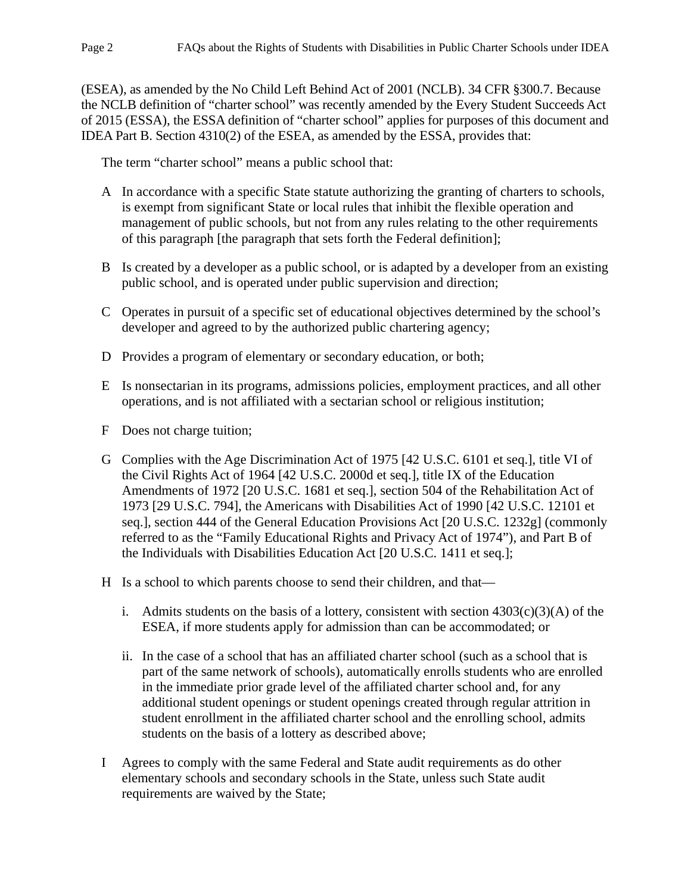(ESEA), as amended by the No Child Left Behind Act of 2001 (NCLB). 34 CFR §300.7. Because the NCLB definition of "charter school" was recently amended by the Every Student Succeeds Act of 2015 (ESSA), the ESSA definition of "charter school" applies for purposes of this document and IDEA Part B. Section 4310(2) of the ESEA, as amended by the ESSA, provides that:

> The term "charter school" means a public school that:
>
> A In accordance with a specific State statute authorizing the granting of charters to schools, is exempt from significant State or local rules that inhibit the flexible operation and management of public schools, but not from any rules relating to the other requirements of this paragraph [the paragraph that sets forth the Federal definition];
>
> B Is created by a developer as a public school, or is adapted by a developer from an existing public school, and is operated under public supervision and direction;
>
> C Operates in pursuit of a specific set of educational objectives determined by the school's developer and agreed to by the authorized public chartering agency;
>
> D Provides a program of elementary or secondary education, or both;
>
> E Is nonsectarian in its programs, admissions policies, employment practices, and all other operations, and is not affiliated with a sectarian school or religious institution;
>
> F Does not charge tuition;
>
> G Complies with the Age Discrimination Act of 1975 [42 U.S.C. 6101 et seq.], title VI of the Civil Rights Act of 1964 [42 U.S.C. 2000d et seq.], title IX of the Education Amendments of 1972 [20 U.S.C. 1681 et seq.], section 504 of the Rehabilitation Act of 1973 [29 U.S.C. 794], the Americans with Disabilities Act of 1990 [42 U.S.C. 12101 et seq.], section 444 of the General Education Provisions Act [20 U.S.C. 1232g] (commonly referred to as the "Family Educational Rights and Privacy Act of 1974"), and Part B of the Individuals with Disabilities Education Act [20 U.S.C. 1411 et seq.];
>
> H Is a school to which parents choose to send their children, and that—
>
> i. Admits students on the basis of a lottery, consistent with section 4303(c)(3)(A) of the ESEA, if more students apply for admission than can be accommodated; or
>
> ii. In the case of a school that has an affiliated charter school (such as a school that is part of the same network of schools), automatically enrolls students who are enrolled in the immediate prior grade level of the affiliated charter school and, for any additional student openings or student openings created through regular attrition in student enrollment in the affiliated charter school and the enrolling school, admits students on the basis of a lottery as described above;
>
> I Agrees to comply with the same Federal and State audit requirements as do other elementary schools and secondary schools in the State, unless such State audit requirements are waived by the State;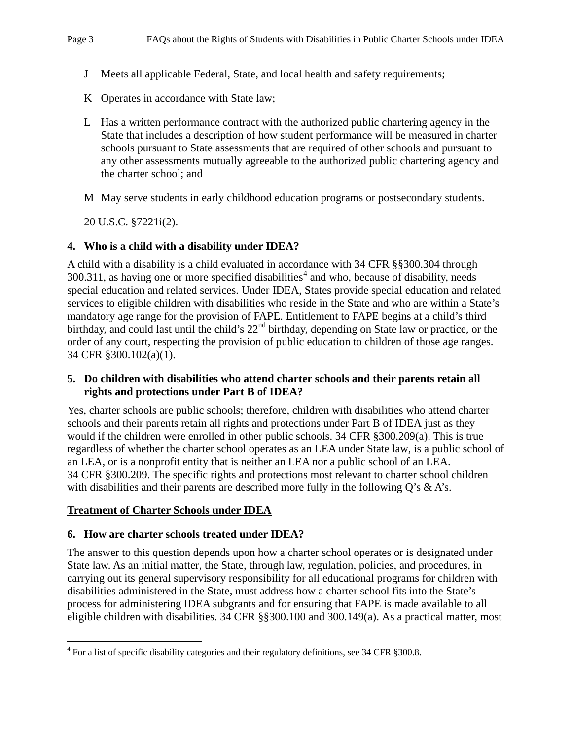J Meets all applicable Federal, State, and local health and safety requirements;

K Operates in accordance with State law;

L Has a written performance contract with the authorized public chartering agency in the State that includes a description of how student performance will be measured in charter schools pursuant to State assessments that are required of other schools and pursuant to any other assessments mutually agreeable to the authorized public chartering agency and the charter school; and

M May serve students in early childhood education programs or postsecondary students.

20 U.S.C. §7221i(2).

**4. Who is a child with a disability under IDEA?**

A child with a disability is a child evaluated in accordance with 34 CFR §§300.304 through 300.311, as having one or more specified disabilities[4] and who, because of disability, needs special education and related services. Under IDEA, States provide special education and related services to eligible children with disabilities who reside in the State and who are within a State's mandatory age range for the provision of FAPE. Entitlement to FAPE begins at a child's third birthday, and could last until the child's 22nd birthday, depending on State law or practice, or the order of any court, respecting the provision of public education to children of those age ranges. 34 CFR §300.102(a)(1).

**5. Do children with disabilities who attend charter schools and their parents retain all rights and protections under Part B of IDEA?**

Yes, charter schools are public schools; therefore, children with disabilities who attend charter schools and their parents retain all rights and protections under Part B of IDEA just as they would if the children were enrolled in other public schools. 34 CFR §300.209(a). This is true regardless of whether the charter school operates as an LEA under State law, is a public school of an LEA, or is a nonprofit entity that is neither an LEA nor a public school of an LEA. 34 CFR §300.209. The specific rights and protections most relevant to charter school children with disabilities and their parents are described more fully in the following Q's & A's.

## Treatment of Charter Schools under IDEA

**6. How are charter schools treated under IDEA?**

The answer to this question depends upon how a charter school operates or is designated under State law. As an initial matter, the State, through law, regulation, policies, and procedures, in carrying out its general supervisory responsibility for all educational programs for children with disabilities administered in the State, must address how a charter school fits into the State's process for administering IDEA subgrants and for ensuring that FAPE is made available to all eligible children with disabilities. 34 CFR §§300.100 and 300.149(a). As a practical matter, most

[4] For a list of specific disability categories and their regulatory definitions, see 34 CFR §300.8.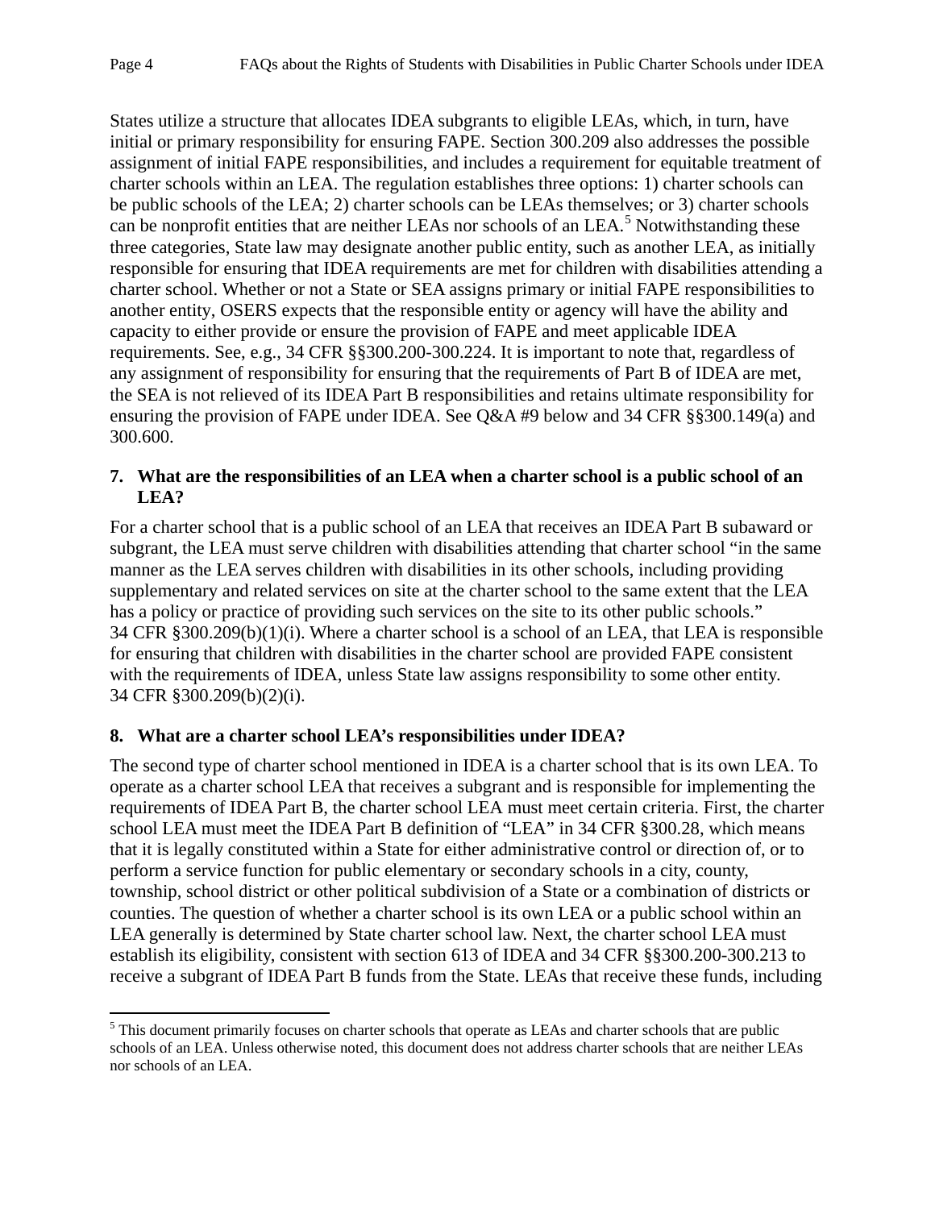States utilize a structure that allocates IDEA subgrants to eligible LEAs, which, in turn, have initial or primary responsibility for ensuring FAPE. Section 300.209 also addresses the possible assignment of initial FAPE responsibilities, and includes a requirement for equitable treatment of charter schools within an LEA. The regulation establishes three options: 1) charter schools can be public schools of the LEA; 2) charter schools can be LEAs themselves; or 3) charter schools can be nonprofit entities that are neither LEAs nor schools of an LEA.[5] Notwithstanding these three categories, State law may designate another public entity, such as another LEA, as initially responsible for ensuring that IDEA requirements are met for children with disabilities attending a charter school. Whether or not a State or SEA assigns primary or initial FAPE responsibilities to another entity, OSERS expects that the responsible entity or agency will have the ability and capacity to either provide or ensure the provision of FAPE and meet applicable IDEA requirements. See, e.g., 34 CFR §§300.200-300.224. It is important to note that, regardless of any assignment of responsibility for ensuring that the requirements of Part B of IDEA are met, the SEA is not relieved of its IDEA Part B responsibilities and retains ultimate responsibility for ensuring the provision of FAPE under IDEA. See Q&A #9 below and 34 CFR §§300.149(a) and 300.600.

**7. What are the responsibilities of an LEA when a charter school is a public school of an LEA?**

For a charter school that is a public school of an LEA that receives an IDEA Part B subaward or subgrant, the LEA must serve children with disabilities attending that charter school "in the same manner as the LEA serves children with disabilities in its other schools, including providing supplementary and related services on site at the charter school to the same extent that the LEA has a policy or practice of providing such services on the site to its other public schools." 34 CFR §300.209(b)(1)(i). Where a charter school is a school of an LEA, that LEA is responsible for ensuring that children with disabilities in the charter school are provided FAPE consistent with the requirements of IDEA, unless State law assigns responsibility to some other entity. 34 CFR §300.209(b)(2)(i).

**8. What are a charter school LEA's responsibilities under IDEA?**

The second type of charter school mentioned in IDEA is a charter school that is its own LEA. To operate as a charter school LEA that receives a subgrant and is responsible for implementing the requirements of IDEA Part B, the charter school LEA must meet certain criteria. First, the charter school LEA must meet the IDEA Part B definition of "LEA" in 34 CFR §300.28, which means that it is legally constituted within a State for either administrative control or direction of, or to perform a service function for public elementary or secondary schools in a city, county, township, school district or other political subdivision of a State or a combination of districts or counties. The question of whether a charter school is its own LEA or a public school within an LEA generally is determined by State charter school law. Next, the charter school LEA must establish its eligibility, consistent with section 613 of IDEA and 34 CFR §§300.200-300.213 to receive a subgrant of IDEA Part B funds from the State. LEAs that receive these funds, including

---

[5] This document primarily focuses on charter schools that operate as LEAs and charter schools that are public schools of an LEA. Unless otherwise noted, this document does not address charter schools that are neither LEAs nor schools of an LEA.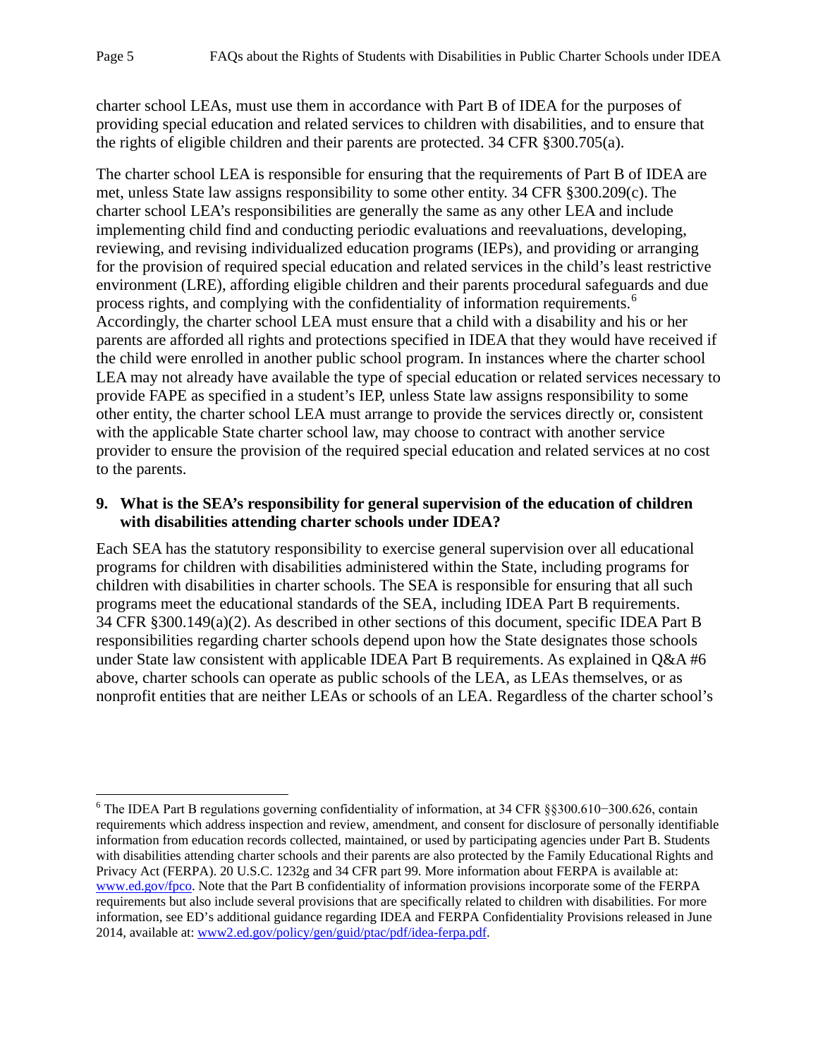charter school LEAs, must use them in accordance with Part B of IDEA for the purposes of providing special education and related services to children with disabilities, and to ensure that the rights of eligible children and their parents are protected. 34 CFR §300.705(a).

The charter school LEA is responsible for ensuring that the requirements of Part B of IDEA are met, unless State law assigns responsibility to some other entity. 34 CFR §300.209(c). The charter school LEA's responsibilities are generally the same as any other LEA and include implementing child find and conducting periodic evaluations and reevaluations, developing, reviewing, and revising individualized education programs (IEPs), and providing or arranging for the provision of required special education and related services in the child's least restrictive environment (LRE), affording eligible children and their parents procedural safeguards and due process rights, and complying with the confidentiality of information requirements.[6] Accordingly, the charter school LEA must ensure that a child with a disability and his or her parents are afforded all rights and protections specified in IDEA that they would have received if the child were enrolled in another public school program. In instances where the charter school LEA may not already have available the type of special education or related services necessary to provide FAPE as specified in a student's IEP, unless State law assigns responsibility to some other entity, the charter school LEA must arrange to provide the services directly or, consistent with the applicable State charter school law, may choose to contract with another service provider to ensure the provision of the required special education and related services at no cost to the parents.

**9. What is the SEA's responsibility for general supervision of the education of children with disabilities attending charter schools under IDEA?**

Each SEA has the statutory responsibility to exercise general supervision over all educational programs for children with disabilities administered within the State, including programs for children with disabilities in charter schools. The SEA is responsible for ensuring that all such programs meet the educational standards of the SEA, including IDEA Part B requirements. 34 CFR §300.149(a)(2). As described in other sections of this document, specific IDEA Part B responsibilities regarding charter schools depend upon how the State designates those schools under State law consistent with applicable IDEA Part B requirements. As explained in Q&A #6 above, charter schools can operate as public schools of the LEA, as LEAs themselves, or as nonprofit entities that are neither LEAs or schools of an LEA. Regardless of the charter school's

---

[6] The IDEA Part B regulations governing confidentiality of information, at 34 CFR §§300.610–300.626, contain requirements which address inspection and review, amendment, and consent for disclosure of personally identifiable information from education records collected, maintained, or used by participating agencies under Part B. Students with disabilities attending charter schools and their parents are also protected by the Family Educational Rights and Privacy Act (FERPA). 20 U.S.C. 1232g and 34 CFR part 99. More information about FERPA is available at: [www.ed.gov/fpco](http://www.ed.gov/fpco). Note that the Part B confidentiality of information provisions incorporate some of the FERPA requirements but also include several provisions that are specifically related to children with disabilities. For more information, see ED's additional guidance regarding IDEA and FERPA Confidentiality Provisions released in June 2014, available at: [www2.ed.gov/policy/gen/guid/ptac/pdf/idea-ferpa.pdf](http://www2.ed.gov/policy/gen/guid/ptac/pdf/idea-ferpa.pdf).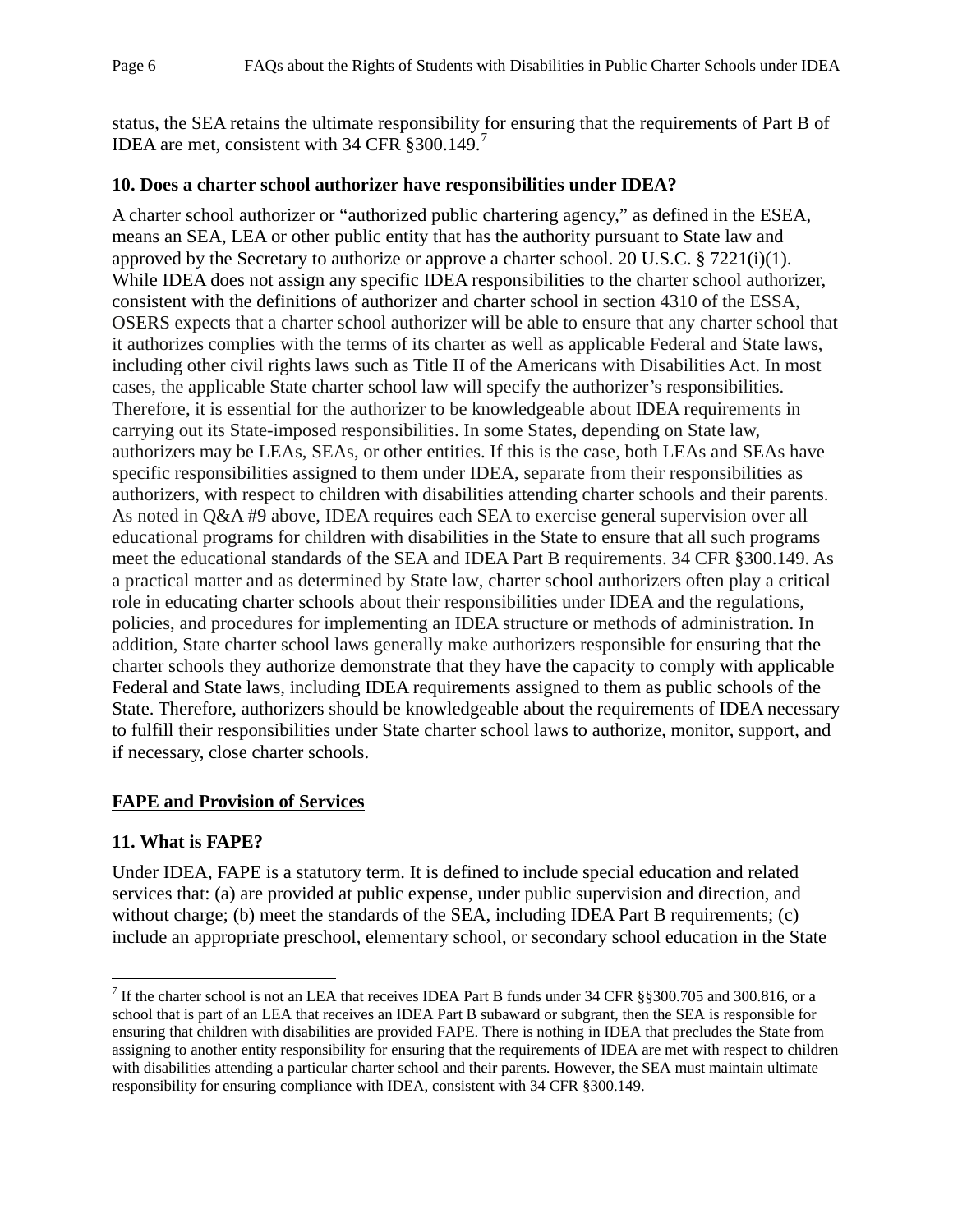status, the SEA retains the ultimate responsibility for ensuring that the requirements of Part B of IDEA are met, consistent with 34 CFR §300.149.[7]

**10. Does a charter school authorizer have responsibilities under IDEA?**

A charter school authorizer or "authorized public chartering agency," as defined in the ESEA, means an SEA, LEA or other public entity that has the authority pursuant to State law and approved by the Secretary to authorize or approve a charter school. 20 U.S.C. § 7221(i)(1). While IDEA does not assign any specific IDEA responsibilities to the charter school authorizer, consistent with the definitions of authorizer and charter school in section 4310 of the ESSA, OSERS expects that a charter school authorizer will be able to ensure that any charter school that it authorizes complies with the terms of its charter as well as applicable Federal and State laws, including other civil rights laws such as Title II of the Americans with Disabilities Act. In most cases, the applicable State charter school law will specify the authorizer's responsibilities. Therefore, it is essential for the authorizer to be knowledgeable about IDEA requirements in carrying out its State-imposed responsibilities. In some States, depending on State law, authorizers may be LEAs, SEAs, or other entities. If this is the case, both LEAs and SEAs have specific responsibilities assigned to them under IDEA, separate from their responsibilities as authorizers, with respect to children with disabilities attending charter schools and their parents. As noted in Q&A #9 above, IDEA requires each SEA to exercise general supervision over all educational programs for children with disabilities in the State to ensure that all such programs meet the educational standards of the SEA and IDEA Part B requirements. 34 CFR §300.149. As a practical matter and as determined by State law, charter school authorizers often play a critical role in educating charter schools about their responsibilities under IDEA and the regulations, policies, and procedures for implementing an IDEA structure or methods of administration. In addition, State charter school laws generally make authorizers responsible for ensuring that the charter schools they authorize demonstrate that they have the capacity to comply with applicable Federal and State laws, including IDEA requirements assigned to them as public schools of the State. Therefore, authorizers should be knowledgeable about the requirements of IDEA necessary to fulfill their responsibilities under State charter school laws to authorize, monitor, support, and if necessary, close charter schools.

## FAPE and Provision of Services

**11. What is FAPE?**

Under IDEA, FAPE is a statutory term. It is defined to include special education and related services that: (a) are provided at public expense, under public supervision and direction, and without charge; (b) meet the standards of the SEA, including IDEA Part B requirements; (c) include an appropriate preschool, elementary school, or secondary school education in the State

---

[7] If the charter school is not an LEA that receives IDEA Part B funds under 34 CFR §§300.705 and 300.816, or a school that is part of an LEA that receives an IDEA Part B subaward or subgrant, then the SEA is responsible for ensuring that children with disabilities are provided FAPE. There is nothing in IDEA that precludes the State from assigning to another entity responsibility for ensuring that the requirements of IDEA are met with respect to children with disabilities attending a particular charter school and their parents. However, the SEA must maintain ultimate responsibility for ensuring compliance with IDEA, consistent with 34 CFR §300.149.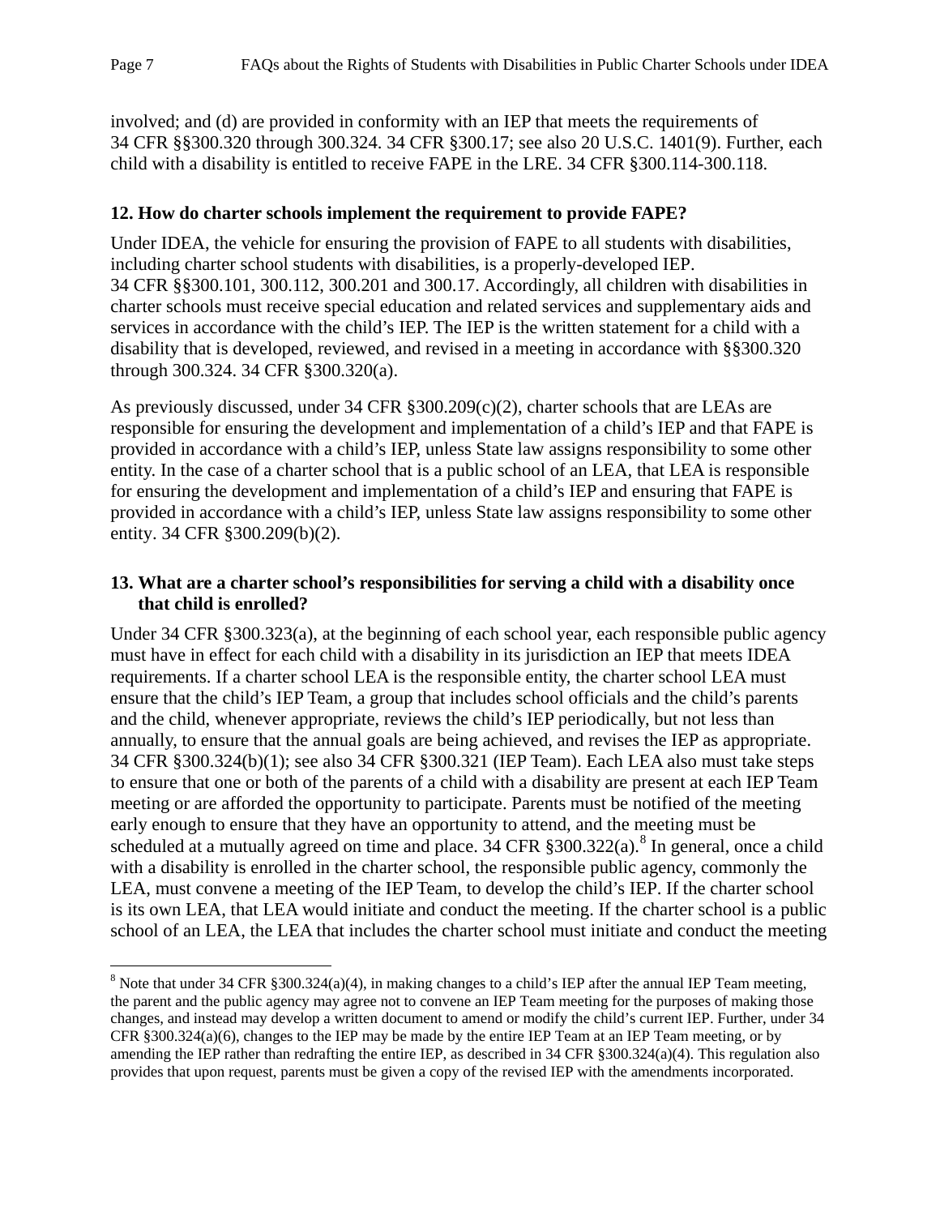involved; and (d) are provided in conformity with an IEP that meets the requirements of 34 CFR §§300.320 through 300.324. 34 CFR §300.17; see also 20 U.S.C. 1401(9). Further, each child with a disability is entitled to receive FAPE in the LRE. 34 CFR §300.114-300.118.

### 12. How do charter schools implement the requirement to provide FAPE?

Under IDEA, the vehicle for ensuring the provision of FAPE to all students with disabilities, including charter school students with disabilities, is a properly-developed IEP. 34 CFR §§300.101, 300.112, 300.201 and 300.17. Accordingly, all children with disabilities in charter schools must receive special education and related services and supplementary aids and services in accordance with the child's IEP. The IEP is the written statement for a child with a disability that is developed, reviewed, and revised in a meeting in accordance with §§300.320 through 300.324. 34 CFR §300.320(a).

As previously discussed, under 34 CFR §300.209(c)(2), charter schools that are LEAs are responsible for ensuring the development and implementation of a child's IEP and that FAPE is provided in accordance with a child's IEP, unless State law assigns responsibility to some other entity. In the case of a charter school that is a public school of an LEA, that LEA is responsible for ensuring the development and implementation of a child's IEP and ensuring that FAPE is provided in accordance with a child's IEP, unless State law assigns responsibility to some other entity. 34 CFR §300.209(b)(2).

### 13. What are a charter school's responsibilities for serving a child with a disability once that child is enrolled?

Under 34 CFR §300.323(a), at the beginning of each school year, each responsible public agency must have in effect for each child with a disability in its jurisdiction an IEP that meets IDEA requirements. If a charter school LEA is the responsible entity, the charter school LEA must ensure that the child's IEP Team, a group that includes school officials and the child's parents and the child, whenever appropriate, reviews the child's IEP periodically, but not less than annually, to ensure that the annual goals are being achieved, and revises the IEP as appropriate. 34 CFR §300.324(b)(1); see also 34 CFR §300.321 (IEP Team). Each LEA also must take steps to ensure that one or both of the parents of a child with a disability are present at each IEP Team meeting or are afforded the opportunity to participate. Parents must be notified of the meeting early enough to ensure that they have an opportunity to attend, and the meeting must be scheduled at a mutually agreed on time and place. 34 CFR §300.322(a).[8] In general, once a child with a disability is enrolled in the charter school, the responsible public agency, commonly the LEA, must convene a meeting of the IEP Team, to develop the child's IEP. If the charter school is its own LEA, that LEA would initiate and conduct the meeting. If the charter school is a public school of an LEA, the LEA that includes the charter school must initiate and conduct the meeting

[8] Note that under 34 CFR §300.324(a)(4), in making changes to a child's IEP after the annual IEP Team meeting, the parent and the public agency may agree not to convene an IEP Team meeting for the purposes of making those changes, and instead may develop a written document to amend or modify the child's current IEP. Further, under 34 CFR §300.324(a)(6), changes to the IEP may be made by the entire IEP Team at an IEP Team meeting, or by amending the IEP rather than redrafting the entire IEP, as described in 34 CFR §300.324(a)(4). This regulation also provides that upon request, parents must be given a copy of the revised IEP with the amendments incorporated.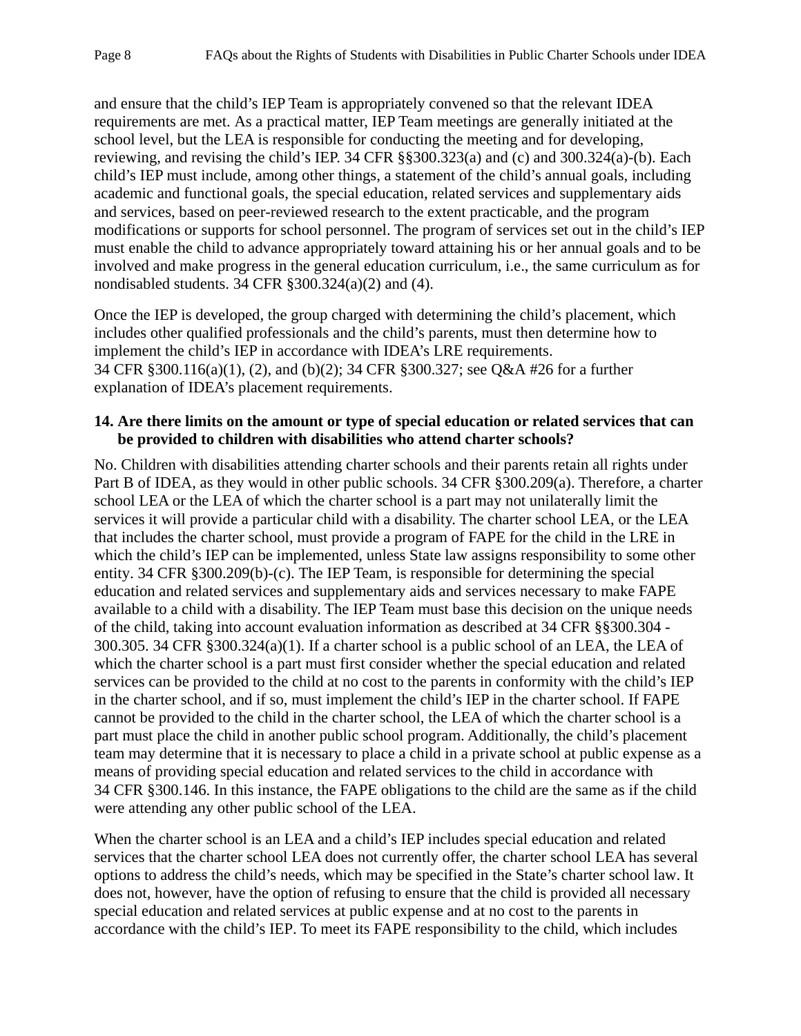and ensure that the child's IEP Team is appropriately convened so that the relevant IDEA requirements are met. As a practical matter, IEP Team meetings are generally initiated at the school level, but the LEA is responsible for conducting the meeting and for developing, reviewing, and revising the child's IEP. 34 CFR §§300.323(a) and (c) and 300.324(a)-(b). Each child's IEP must include, among other things, a statement of the child's annual goals, including academic and functional goals, the special education, related services and supplementary aids and services, based on peer-reviewed research to the extent practicable, and the program modifications or supports for school personnel. The program of services set out in the child's IEP must enable the child to advance appropriately toward attaining his or her annual goals and to be involved and make progress in the general education curriculum, i.e., the same curriculum as for nondisabled students. 34 CFR §300.324(a)(2) and (4).

Once the IEP is developed, the group charged with determining the child's placement, which includes other qualified professionals and the child's parents, must then determine how to implement the child's IEP in accordance with IDEA's LRE requirements. 34 CFR §300.116(a)(1), (2), and (b)(2); 34 CFR §300.327; see Q&A #26 for a further explanation of IDEA's placement requirements.

**14. Are there limits on the amount or type of special education or related services that can be provided to children with disabilities who attend charter schools?**

No. Children with disabilities attending charter schools and their parents retain all rights under Part B of IDEA, as they would in other public schools. 34 CFR §300.209(a). Therefore, a charter school LEA or the LEA of which the charter school is a part may not unilaterally limit the services it will provide a particular child with a disability. The charter school LEA, or the LEA that includes the charter school, must provide a program of FAPE for the child in the LRE in which the child's IEP can be implemented, unless State law assigns responsibility to some other entity. 34 CFR §300.209(b)-(c). The IEP Team, is responsible for determining the special education and related services and supplementary aids and services necessary to make FAPE available to a child with a disability. The IEP Team must base this decision on the unique needs of the child, taking into account evaluation information as described at 34 CFR §§300.304 - 300.305. 34 CFR §300.324(a)(1). If a charter school is a public school of an LEA, the LEA of which the charter school is a part must first consider whether the special education and related services can be provided to the child at no cost to the parents in conformity with the child's IEP in the charter school, and if so, must implement the child's IEP in the charter school. If FAPE cannot be provided to the child in the charter school, the LEA of which the charter school is a part must place the child in another public school program. Additionally, the child's placement team may determine that it is necessary to place a child in a private school at public expense as a means of providing special education and related services to the child in accordance with 34 CFR §300.146. In this instance, the FAPE obligations to the child are the same as if the child were attending any other public school of the LEA.

When the charter school is an LEA and a child's IEP includes special education and related services that the charter school LEA does not currently offer, the charter school LEA has several options to address the child's needs, which may be specified in the State's charter school law. It does not, however, have the option of refusing to ensure that the child is provided all necessary special education and related services at public expense and at no cost to the parents in accordance with the child's IEP. To meet its FAPE responsibility to the child, which includes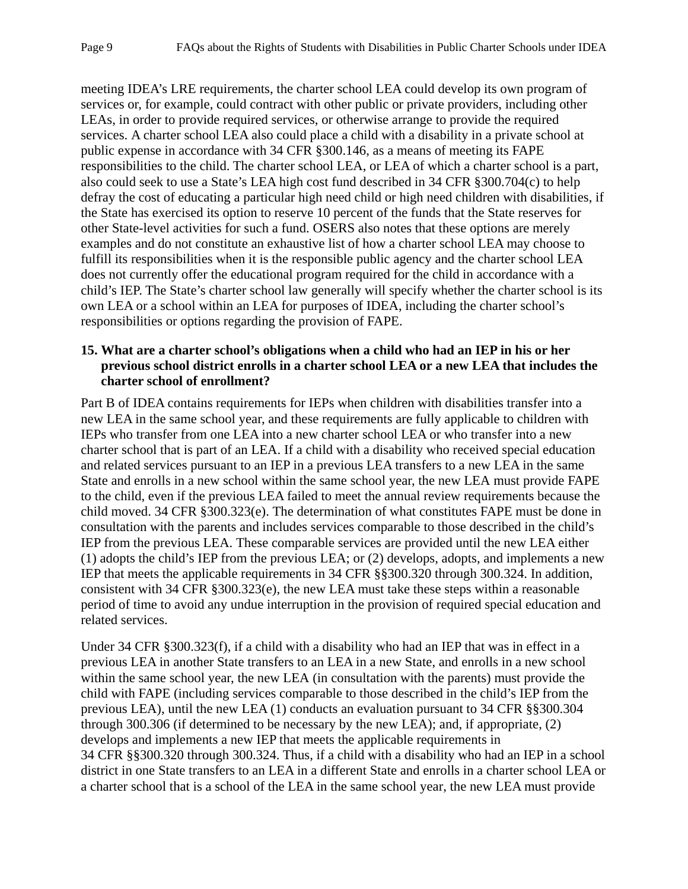meeting IDEA's LRE requirements, the charter school LEA could develop its own program of services or, for example, could contract with other public or private providers, including other LEAs, in order to provide required services, or otherwise arrange to provide the required services. A charter school LEA also could place a child with a disability in a private school at public expense in accordance with 34 CFR §300.146, as a means of meeting its FAPE responsibilities to the child. The charter school LEA, or LEA of which a charter school is a part, also could seek to use a State's LEA high cost fund described in 34 CFR §300.704(c) to help defray the cost of educating a particular high need child or high need children with disabilities, if the State has exercised its option to reserve 10 percent of the funds that the State reserves for other State-level activities for such a fund. OSERS also notes that these options are merely examples and do not constitute an exhaustive list of how a charter school LEA may choose to fulfill its responsibilities when it is the responsible public agency and the charter school LEA does not currently offer the educational program required for the child in accordance with a child's IEP. The State's charter school law generally will specify whether the charter school is its own LEA or a school within an LEA for purposes of IDEA, including the charter school's responsibilities or options regarding the provision of FAPE.

**15. What are a charter school's obligations when a child who had an IEP in his or her previous school district enrolls in a charter school LEA or a new LEA that includes the charter school of enrollment?**

Part B of IDEA contains requirements for IEPs when children with disabilities transfer into a new LEA in the same school year, and these requirements are fully applicable to children with IEPs who transfer from one LEA into a new charter school LEA or who transfer into a new charter school that is part of an LEA. If a child with a disability who received special education and related services pursuant to an IEP in a previous LEA transfers to a new LEA in the same State and enrolls in a new school within the same school year, the new LEA must provide FAPE to the child, even if the previous LEA failed to meet the annual review requirements because the child moved. 34 CFR §300.323(e). The determination of what constitutes FAPE must be done in consultation with the parents and includes services comparable to those described in the child's IEP from the previous LEA. These comparable services are provided until the new LEA either (1) adopts the child's IEP from the previous LEA; or (2) develops, adopts, and implements a new IEP that meets the applicable requirements in 34 CFR §§300.320 through 300.324. In addition, consistent with 34 CFR §300.323(e), the new LEA must take these steps within a reasonable period of time to avoid any undue interruption in the provision of required special education and related services.

Under 34 CFR §300.323(f), if a child with a disability who had an IEP that was in effect in a previous LEA in another State transfers to an LEA in a new State, and enrolls in a new school within the same school year, the new LEA (in consultation with the parents) must provide the child with FAPE (including services comparable to those described in the child's IEP from the previous LEA), until the new LEA (1) conducts an evaluation pursuant to 34 CFR §§300.304 through 300.306 (if determined to be necessary by the new LEA); and, if appropriate, (2) develops and implements a new IEP that meets the applicable requirements in 34 CFR §§300.320 through 300.324. Thus, if a child with a disability who had an IEP in a school district in one State transfers to an LEA in a different State and enrolls in a charter school LEA or a charter school that is a school of the LEA in the same school year, the new LEA must provide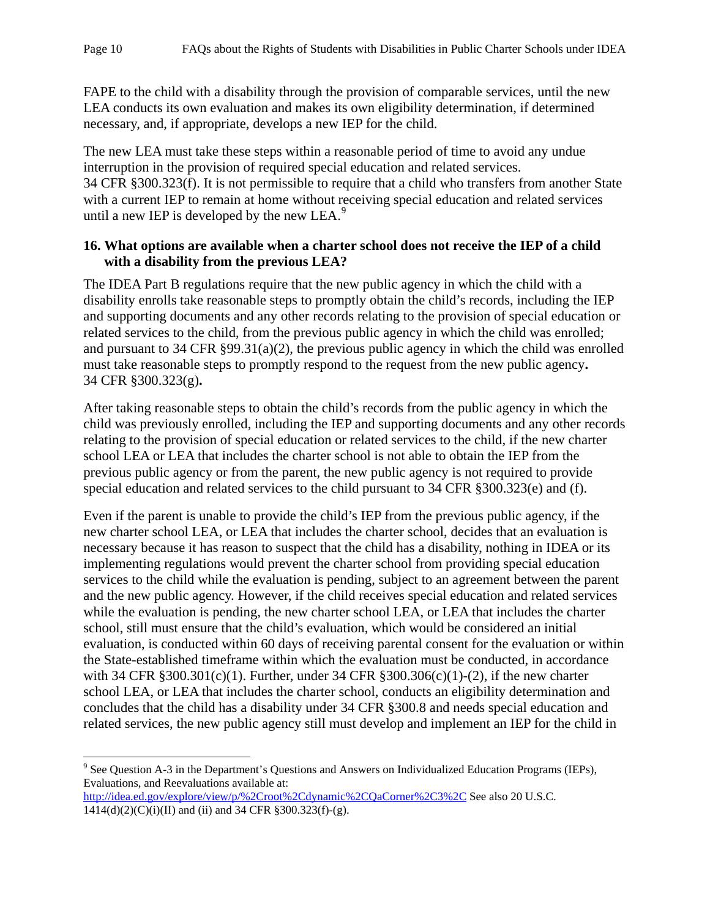FAPE to the child with a disability through the provision of comparable services, until the new LEA conducts its own evaluation and makes its own eligibility determination, if determined necessary, and, if appropriate, develops a new IEP for the child.

The new LEA must take these steps within a reasonable period of time to avoid any undue interruption in the provision of required special education and related services. 34 CFR §300.323(f). It is not permissible to require that a child who transfers from another State with a current IEP to remain at home without receiving special education and related services until a new IEP is developed by the new LEA.[9]

**16. What options are available when a charter school does not receive the IEP of a child with a disability from the previous LEA?**

The IDEA Part B regulations require that the new public agency in which the child with a disability enrolls take reasonable steps to promptly obtain the child's records, including the IEP and supporting documents and any other records relating to the provision of special education or related services to the child, from the previous public agency in which the child was enrolled; and pursuant to 34 CFR §99.31(a)(2), the previous public agency in which the child was enrolled must take reasonable steps to promptly respond to the request from the new public agency**.** 34 CFR §300.323(g)**.**

After taking reasonable steps to obtain the child's records from the public agency in which the child was previously enrolled, including the IEP and supporting documents and any other records relating to the provision of special education or related services to the child, if the new charter school LEA or LEA that includes the charter school is not able to obtain the IEP from the previous public agency or from the parent, the new public agency is not required to provide special education and related services to the child pursuant to 34 CFR §300.323(e) and (f).

Even if the parent is unable to provide the child's IEP from the previous public agency, if the new charter school LEA, or LEA that includes the charter school, decides that an evaluation is necessary because it has reason to suspect that the child has a disability, nothing in IDEA or its implementing regulations would prevent the charter school from providing special education services to the child while the evaluation is pending, subject to an agreement between the parent and the new public agency. However, if the child receives special education and related services while the evaluation is pending, the new charter school LEA, or LEA that includes the charter school, still must ensure that the child's evaluation, which would be considered an initial evaluation, is conducted within 60 days of receiving parental consent for the evaluation or within the State-established timeframe within which the evaluation must be conducted, in accordance with 34 CFR §300.301(c)(1). Further, under 34 CFR §300.306(c)(1)-(2), if the new charter school LEA, or LEA that includes the charter school, conducts an eligibility determination and concludes that the child has a disability under 34 CFR §300.8 and needs special education and related services, the new public agency still must develop and implement an IEP for the child in

---

[9] See Question A-3 in the Department's Questions and Answers on Individualized Education Programs (IEPs), Evaluations, and Reevaluations available at: http://idea.ed.gov/explore/view/p/%2Croot%2Cdynamic%2CQaCorner%2C3%2C See also 20 U.S.C. 1414(d)(2)(C)(i)(II) and (ii) and 34 CFR §300.323(f)-(g).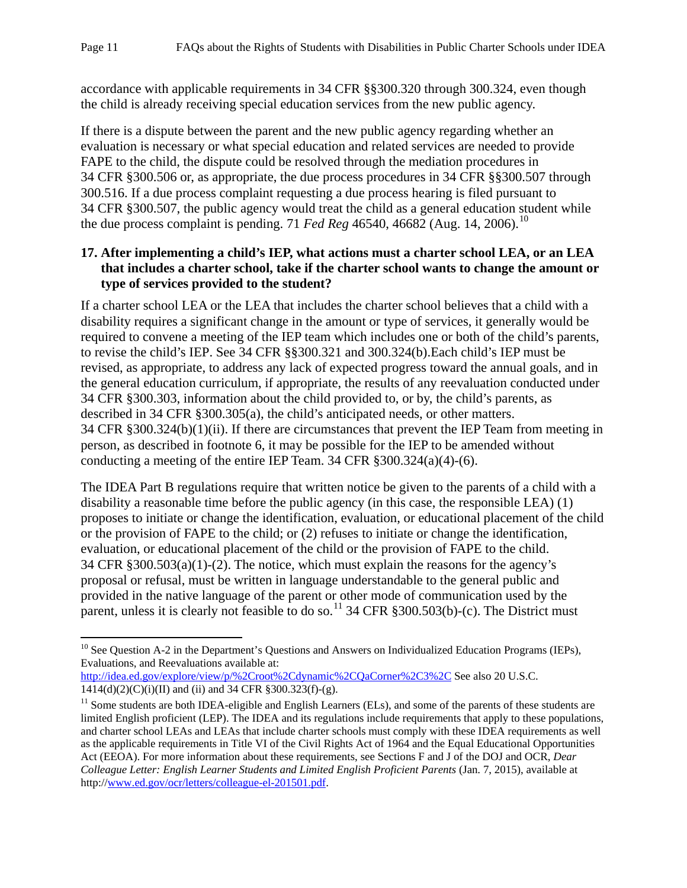accordance with applicable requirements in 34 CFR §§300.320 through 300.324, even though the child is already receiving special education services from the new public agency.

If there is a dispute between the parent and the new public agency regarding whether an evaluation is necessary or what special education and related services are needed to provide FAPE to the child, the dispute could be resolved through the mediation procedures in 34 CFR §300.506 or, as appropriate, the due process procedures in 34 CFR §§300.507 through 300.516. If a due process complaint requesting a due process hearing is filed pursuant to 34 CFR §300.507, the public agency would treat the child as a general education student while the due process complaint is pending. 71 *Fed Reg* 46540, 46682 (Aug. 14, 2006).[10]

**17. After implementing a child's IEP, what actions must a charter school LEA, or an LEA that includes a charter school, take if the charter school wants to change the amount or type of services provided to the student?**

If a charter school LEA or the LEA that includes the charter school believes that a child with a disability requires a significant change in the amount or type of services, it generally would be required to convene a meeting of the IEP team which includes one or both of the child's parents, to revise the child's IEP. See 34 CFR §§300.321 and 300.324(b).Each child's IEP must be revised, as appropriate, to address any lack of expected progress toward the annual goals, and in the general education curriculum, if appropriate, the results of any reevaluation conducted under 34 CFR §300.303, information about the child provided to, or by, the child's parents, as described in 34 CFR §300.305(a), the child's anticipated needs, or other matters. 34 CFR §300.324(b)(1)(ii). If there are circumstances that prevent the IEP Team from meeting in person, as described in footnote 6, it may be possible for the IEP to be amended without conducting a meeting of the entire IEP Team. 34 CFR §300.324(a)(4)-(6).

The IDEA Part B regulations require that written notice be given to the parents of a child with a disability a reasonable time before the public agency (in this case, the responsible LEA) (1) proposes to initiate or change the identification, evaluation, or educational placement of the child or the provision of FAPE to the child; or (2) refuses to initiate or change the identification, evaluation, or educational placement of the child or the provision of FAPE to the child. 34 CFR §300.503(a)(1)-(2). The notice, which must explain the reasons for the agency's proposal or refusal, must be written in language understandable to the general public and provided in the native language of the parent or other mode of communication used by the parent, unless it is clearly not feasible to do so.[11] 34 CFR §300.503(b)-(c). The District must

---

[10] See Question A-2 in the Department's Questions and Answers on Individualized Education Programs (IEPs), Evaluations, and Reevaluations available at: http://idea.ed.gov/explore/view/p/%2Croot%2Cdynamic%2CQaCorner%2C3%2C See also 20 U.S.C. 1414(d)(2)(C)(i)(II) and (ii) and 34 CFR §300.323(f)-(g).

[11] Some students are both IDEA-eligible and English Learners (ELs), and some of the parents of these students are limited English proficient (LEP). The IDEA and its regulations include requirements that apply to these populations, and charter school LEAs and LEAs that include charter schools must comply with these IDEA requirements as well as the applicable requirements in Title VI of the Civil Rights Act of 1964 and the Equal Educational Opportunities Act (EEOA). For more information about these requirements, see Sections F and J of the DOJ and OCR, *Dear Colleague Letter: English Learner Students and Limited English Proficient Parents* (Jan. 7, 2015), available at http://www.ed.gov/ocr/letters/colleague-el-201501.pdf.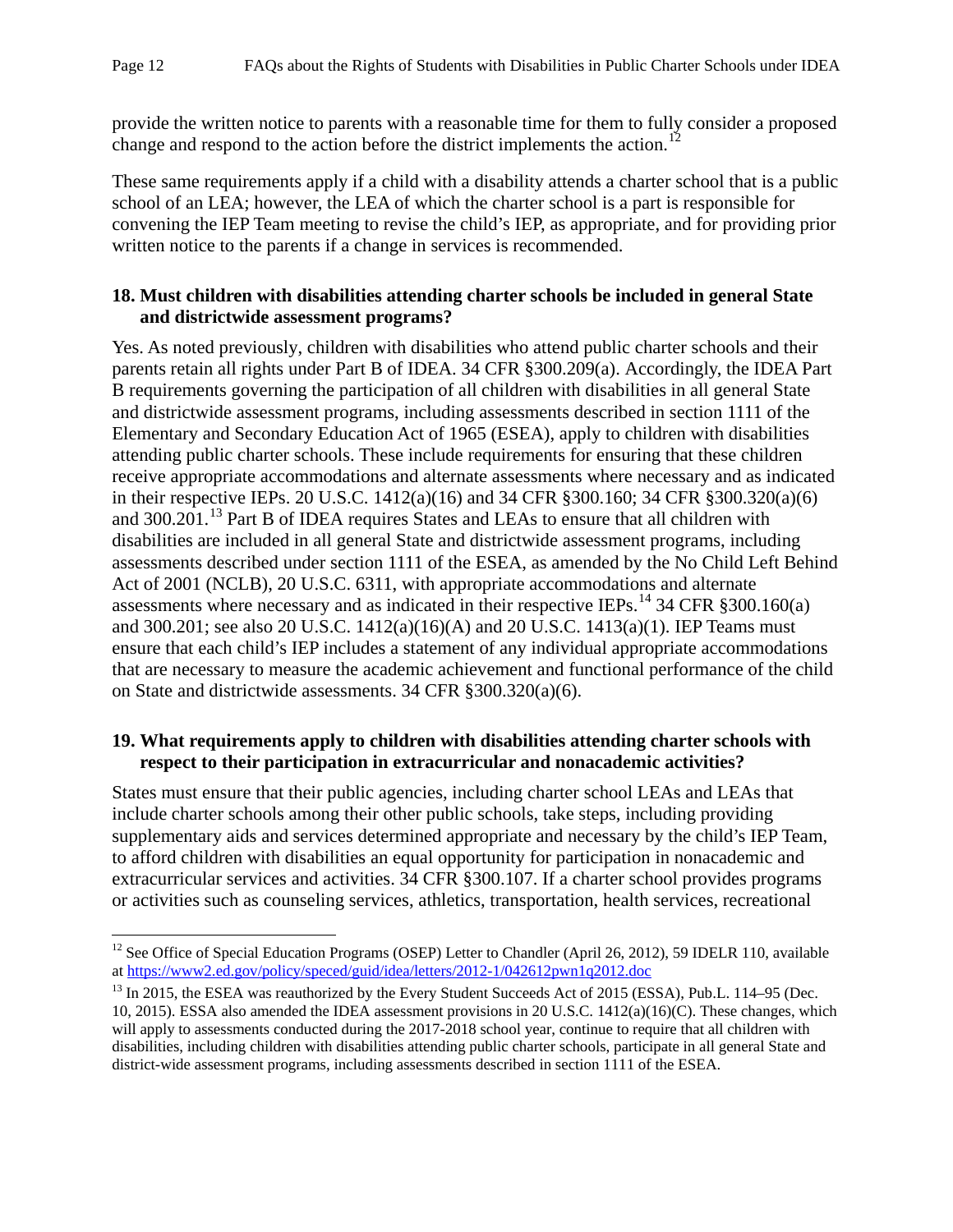provide the written notice to parents with a reasonable time for them to fully consider a proposed change and respond to the action before the district implements the action.[12]

These same requirements apply if a child with a disability attends a charter school that is a public school of an LEA; however, the LEA of which the charter school is a part is responsible for convening the IEP Team meeting to revise the child's IEP, as appropriate, and for providing prior written notice to the parents if a change in services is recommended.

**18. Must children with disabilities attending charter schools be included in general State and districtwide assessment programs?**

Yes. As noted previously, children with disabilities who attend public charter schools and their parents retain all rights under Part B of IDEA. 34 CFR §300.209(a). Accordingly, the IDEA Part B requirements governing the participation of all children with disabilities in all general State and districtwide assessment programs, including assessments described in section 1111 of the Elementary and Secondary Education Act of 1965 (ESEA), apply to children with disabilities attending public charter schools. These include requirements for ensuring that these children receive appropriate accommodations and alternate assessments where necessary and as indicated in their respective IEPs. 20 U.S.C. 1412(a)(16) and 34 CFR §300.160; 34 CFR §300.320(a)(6) and 300.201.[13] Part B of IDEA requires States and LEAs to ensure that all children with disabilities are included in all general State and districtwide assessment programs, including assessments described under section 1111 of the ESEA, as amended by the No Child Left Behind Act of 2001 (NCLB), 20 U.S.C. 6311, with appropriate accommodations and alternate assessments where necessary and as indicated in their respective IEPs.[14] 34 CFR §300.160(a) and 300.201; see also 20 U.S.C. 1412(a)(16)(A) and 20 U.S.C. 1413(a)(1). IEP Teams must ensure that each child's IEP includes a statement of any individual appropriate accommodations that are necessary to measure the academic achievement and functional performance of the child on State and districtwide assessments. 34 CFR §300.320(a)(6).

**19. What requirements apply to children with disabilities attending charter schools with respect to their participation in extracurricular and nonacademic activities?**

States must ensure that their public agencies, including charter school LEAs and LEAs that include charter schools among their other public schools, take steps, including providing supplementary aids and services determined appropriate and necessary by the child's IEP Team, to afford children with disabilities an equal opportunity for participation in nonacademic and extracurricular services and activities. 34 CFR §300.107. If a charter school provides programs or activities such as counseling services, athletics, transportation, health services, recreational

---

[12] See Office of Special Education Programs (OSEP) Letter to Chandler (April 26, 2012), 59 IDELR 110, available at https://www2.ed.gov/policy/speced/guid/idea/letters/2012-1/042612pwn1q2012.doc

[13] In 2015, the ESEA was reauthorized by the Every Student Succeeds Act of 2015 (ESSA), Pub.L. 114–95 (Dec. 10, 2015). ESSA also amended the IDEA assessment provisions in 20 U.S.C. 1412(a)(16)(C). These changes, which will apply to assessments conducted during the 2017-2018 school year, continue to require that all children with disabilities, including children with disabilities attending public charter schools, participate in all general State and district-wide assessment programs, including assessments described in section 1111 of the ESEA.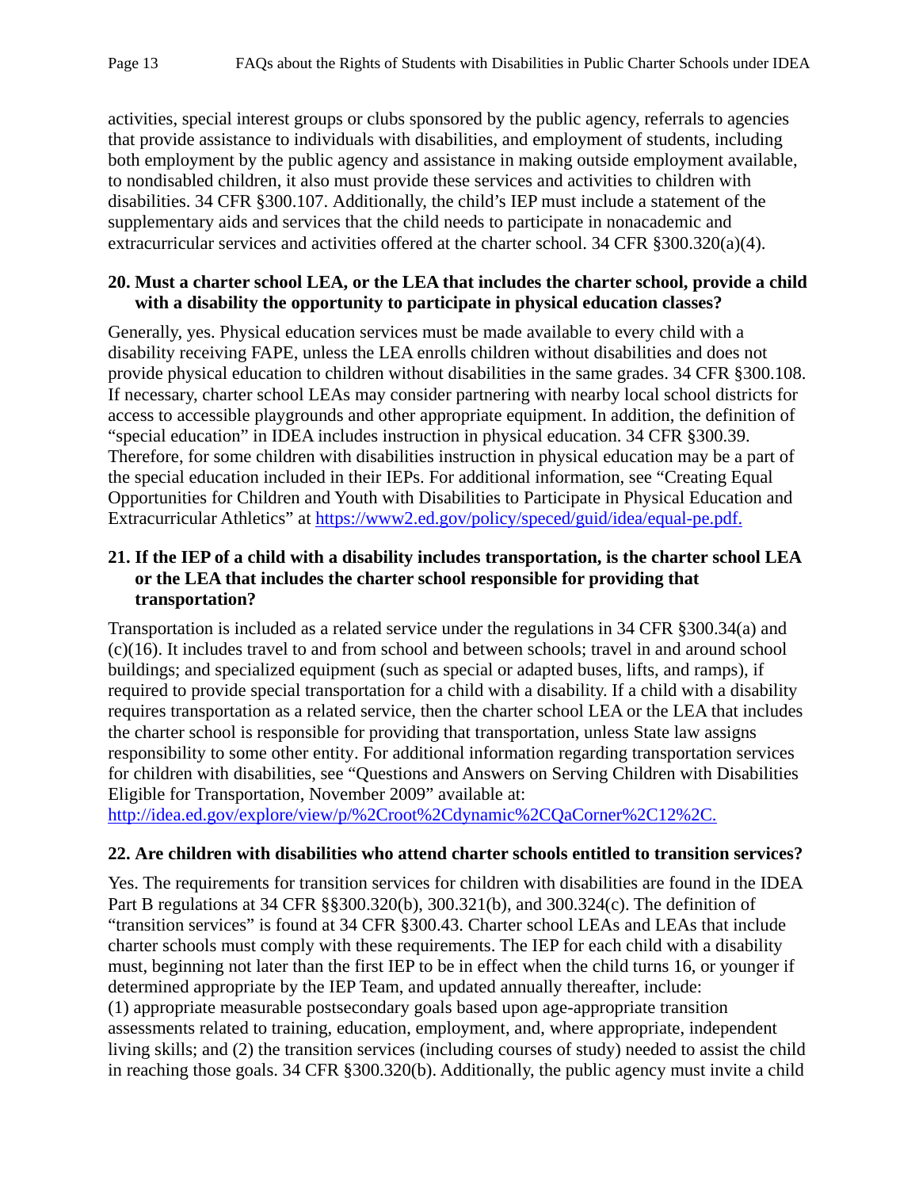activities, special interest groups or clubs sponsored by the public agency, referrals to agencies that provide assistance to individuals with disabilities, and employment of students, including both employment by the public agency and assistance in making outside employment available, to nondisabled children, it also must provide these services and activities to children with disabilities. 34 CFR §300.107. Additionally, the child's IEP must include a statement of the supplementary aids and services that the child needs to participate in nonacademic and extracurricular services and activities offered at the charter school. 34 CFR §300.320(a)(4).

**20. Must a charter school LEA, or the LEA that includes the charter school, provide a child with a disability the opportunity to participate in physical education classes?**

Generally, yes. Physical education services must be made available to every child with a disability receiving FAPE, unless the LEA enrolls children without disabilities and does not provide physical education to children without disabilities in the same grades. 34 CFR §300.108. If necessary, charter school LEAs may consider partnering with nearby local school districts for access to accessible playgrounds and other appropriate equipment. In addition, the definition of "special education" in IDEA includes instruction in physical education. 34 CFR §300.39. Therefore, for some children with disabilities instruction in physical education may be a part of the special education included in their IEPs. For additional information, see "Creating Equal Opportunities for Children and Youth with Disabilities to Participate in Physical Education and Extracurricular Athletics" at [https://www2.ed.gov/policy/speced/guid/idea/equal-pe.pdf.](https://www2.ed.gov/policy/speced/guid/idea/equal-pe.pdf)

**21. If the IEP of a child with a disability includes transportation, is the charter school LEA or the LEA that includes the charter school responsible for providing that transportation?**

Transportation is included as a related service under the regulations in 34 CFR §300.34(a) and (c)(16). It includes travel to and from school and between schools; travel in and around school buildings; and specialized equipment (such as special or adapted buses, lifts, and ramps), if required to provide special transportation for a child with a disability. If a child with a disability requires transportation as a related service, then the charter school LEA or the LEA that includes the charter school is responsible for providing that transportation, unless State law assigns responsibility to some other entity. For additional information regarding transportation services for children with disabilities, see "Questions and Answers on Serving Children with Disabilities Eligible for Transportation, November 2009" available at: [http://idea.ed.gov/explore/view/p/%2Croot%2Cdynamic%2CQaCorner%2C12%2C.](http://idea.ed.gov/explore/view/p/%2Croot%2Cdynamic%2CQaCorner%2C12%2C)

**22. Are children with disabilities who attend charter schools entitled to transition services?**

Yes. The requirements for transition services for children with disabilities are found in the IDEA Part B regulations at 34 CFR §§300.320(b), 300.321(b), and 300.324(c). The definition of "transition services" is found at 34 CFR §300.43. Charter school LEAs and LEAs that include charter schools must comply with these requirements. The IEP for each child with a disability must, beginning not later than the first IEP to be in effect when the child turns 16, or younger if determined appropriate by the IEP Team, and updated annually thereafter, include:
(1) appropriate measurable postsecondary goals based upon age-appropriate transition assessments related to training, education, employment, and, where appropriate, independent living skills; and (2) the transition services (including courses of study) needed to assist the child in reaching those goals. 34 CFR §300.320(b). Additionally, the public agency must invite a child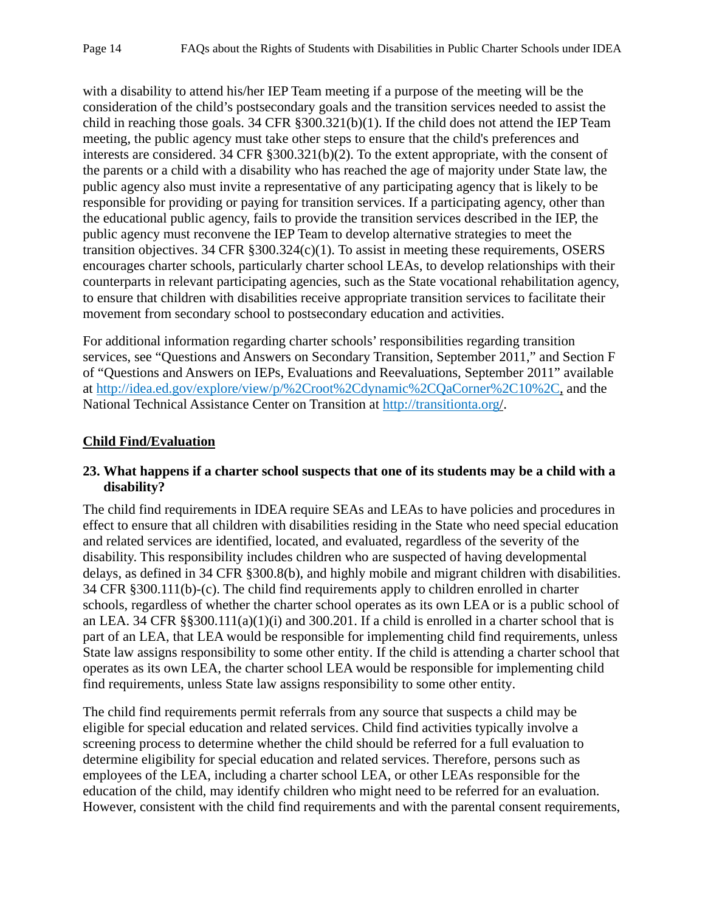with a disability to attend his/her IEP Team meeting if a purpose of the meeting will be the consideration of the child's postsecondary goals and the transition services needed to assist the child in reaching those goals. 34 CFR §300.321(b)(1). If the child does not attend the IEP Team meeting, the public agency must take other steps to ensure that the child's preferences and interests are considered. 34 CFR §300.321(b)(2). To the extent appropriate, with the consent of the parents or a child with a disability who has reached the age of majority under State law, the public agency also must invite a representative of any participating agency that is likely to be responsible for providing or paying for transition services. If a participating agency, other than the educational public agency, fails to provide the transition services described in the IEP, the public agency must reconvene the IEP Team to develop alternative strategies to meet the transition objectives. 34 CFR §300.324(c)(1). To assist in meeting these requirements, OSERS encourages charter schools, particularly charter school LEAs, to develop relationships with their counterparts in relevant participating agencies, such as the State vocational rehabilitation agency, to ensure that children with disabilities receive appropriate transition services to facilitate their movement from secondary school to postsecondary education and activities.

For additional information regarding charter schools' responsibilities regarding transition services, see "Questions and Answers on Secondary Transition, September 2011," and Section F of "Questions and Answers on IEPs, Evaluations and Reevaluations, September 2011" available at http://idea.ed.gov/explore/view/p/%2Croot%2Cdynamic%2CQaCorner%2C10%2C, and the National Technical Assistance Center on Transition at http://transitionta.org/.

## Child Find/Evaluation

**23. What happens if a charter school suspects that one of its students may be a child with a disability?**

The child find requirements in IDEA require SEAs and LEAs to have policies and procedures in effect to ensure that all children with disabilities residing in the State who need special education and related services are identified, located, and evaluated, regardless of the severity of the disability. This responsibility includes children who are suspected of having developmental delays, as defined in 34 CFR §300.8(b), and highly mobile and migrant children with disabilities. 34 CFR §300.111(b)-(c). The child find requirements apply to children enrolled in charter schools, regardless of whether the charter school operates as its own LEA or is a public school of an LEA. 34 CFR §§300.111(a)(1)(i) and 300.201. If a child is enrolled in a charter school that is part of an LEA, that LEA would be responsible for implementing child find requirements, unless State law assigns responsibility to some other entity. If the child is attending a charter school that operates as its own LEA, the charter school LEA would be responsible for implementing child find requirements, unless State law assigns responsibility to some other entity.

The child find requirements permit referrals from any source that suspects a child may be eligible for special education and related services. Child find activities typically involve a screening process to determine whether the child should be referred for a full evaluation to determine eligibility for special education and related services. Therefore, persons such as employees of the LEA, including a charter school LEA, or other LEAs responsible for the education of the child, may identify children who might need to be referred for an evaluation. However, consistent with the child find requirements and with the parental consent requirements,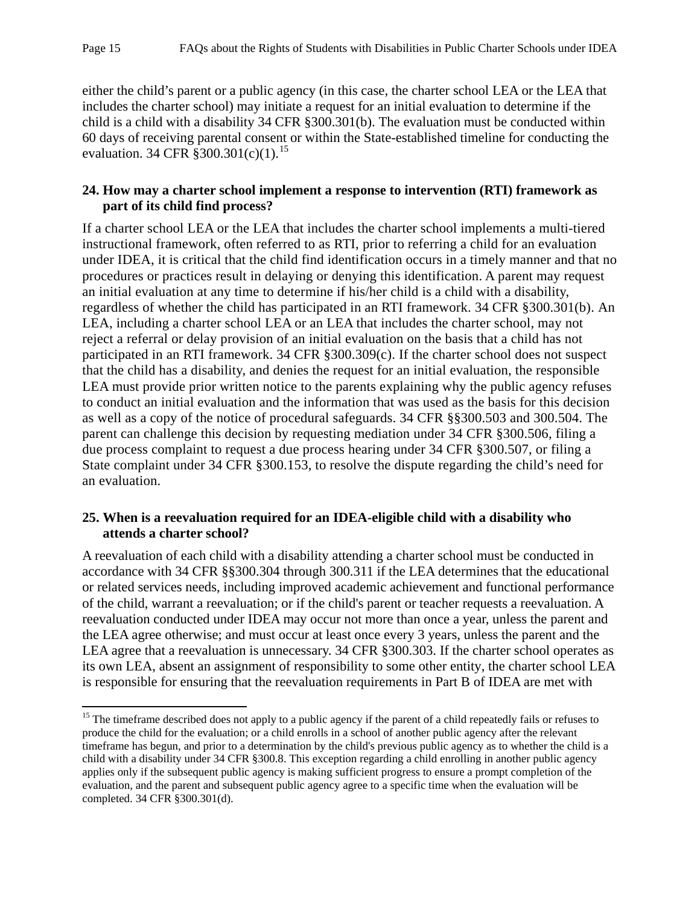either the child's parent or a public agency (in this case, the charter school LEA or the LEA that includes the charter school) may initiate a request for an initial evaluation to determine if the child is a child with a disability 34 CFR §300.301(b). The evaluation must be conducted within 60 days of receiving parental consent or within the State-established timeline for conducting the evaluation. 34 CFR §300.301(c)(1).[15]

**24. How may a charter school implement a response to intervention (RTI) framework as part of its child find process?**

If a charter school LEA or the LEA that includes the charter school implements a multi-tiered instructional framework, often referred to as RTI, prior to referring a child for an evaluation under IDEA, it is critical that the child find identification occurs in a timely manner and that no procedures or practices result in delaying or denying this identification. A parent may request an initial evaluation at any time to determine if his/her child is a child with a disability, regardless of whether the child has participated in an RTI framework. 34 CFR §300.301(b). An LEA, including a charter school LEA or an LEA that includes the charter school, may not reject a referral or delay provision of an initial evaluation on the basis that a child has not participated in an RTI framework. 34 CFR §300.309(c). If the charter school does not suspect that the child has a disability, and denies the request for an initial evaluation, the responsible LEA must provide prior written notice to the parents explaining why the public agency refuses to conduct an initial evaluation and the information that was used as the basis for this decision as well as a copy of the notice of procedural safeguards. 34 CFR §§300.503 and 300.504. The parent can challenge this decision by requesting mediation under 34 CFR §300.506, filing a due process complaint to request a due process hearing under 34 CFR §300.507, or filing a State complaint under 34 CFR §300.153, to resolve the dispute regarding the child's need for an evaluation.

**25. When is a reevaluation required for an IDEA-eligible child with a disability who attends a charter school?**

A reevaluation of each child with a disability attending a charter school must be conducted in accordance with 34 CFR §§300.304 through 300.311 if the LEA determines that the educational or related services needs, including improved academic achievement and functional performance of the child, warrant a reevaluation; or if the child's parent or teacher requests a reevaluation. A reevaluation conducted under IDEA may occur not more than once a year, unless the parent and the LEA agree otherwise; and must occur at least once every 3 years, unless the parent and the LEA agree that a reevaluation is unnecessary. 34 CFR §300.303. If the charter school operates as its own LEA, absent an assignment of responsibility to some other entity, the charter school LEA is responsible for ensuring that the reevaluation requirements in Part B of IDEA are met with

---

[15] The timeframe described does not apply to a public agency if the parent of a child repeatedly fails or refuses to produce the child for the evaluation; or a child enrolls in a school of another public agency after the relevant timeframe has begun, and prior to a determination by the child's previous public agency as to whether the child is a child with a disability under 34 CFR §300.8. This exception regarding a child enrolling in another public agency applies only if the subsequent public agency is making sufficient progress to ensure a prompt completion of the evaluation, and the parent and subsequent public agency agree to a specific time when the evaluation will be completed. 34 CFR §300.301(d).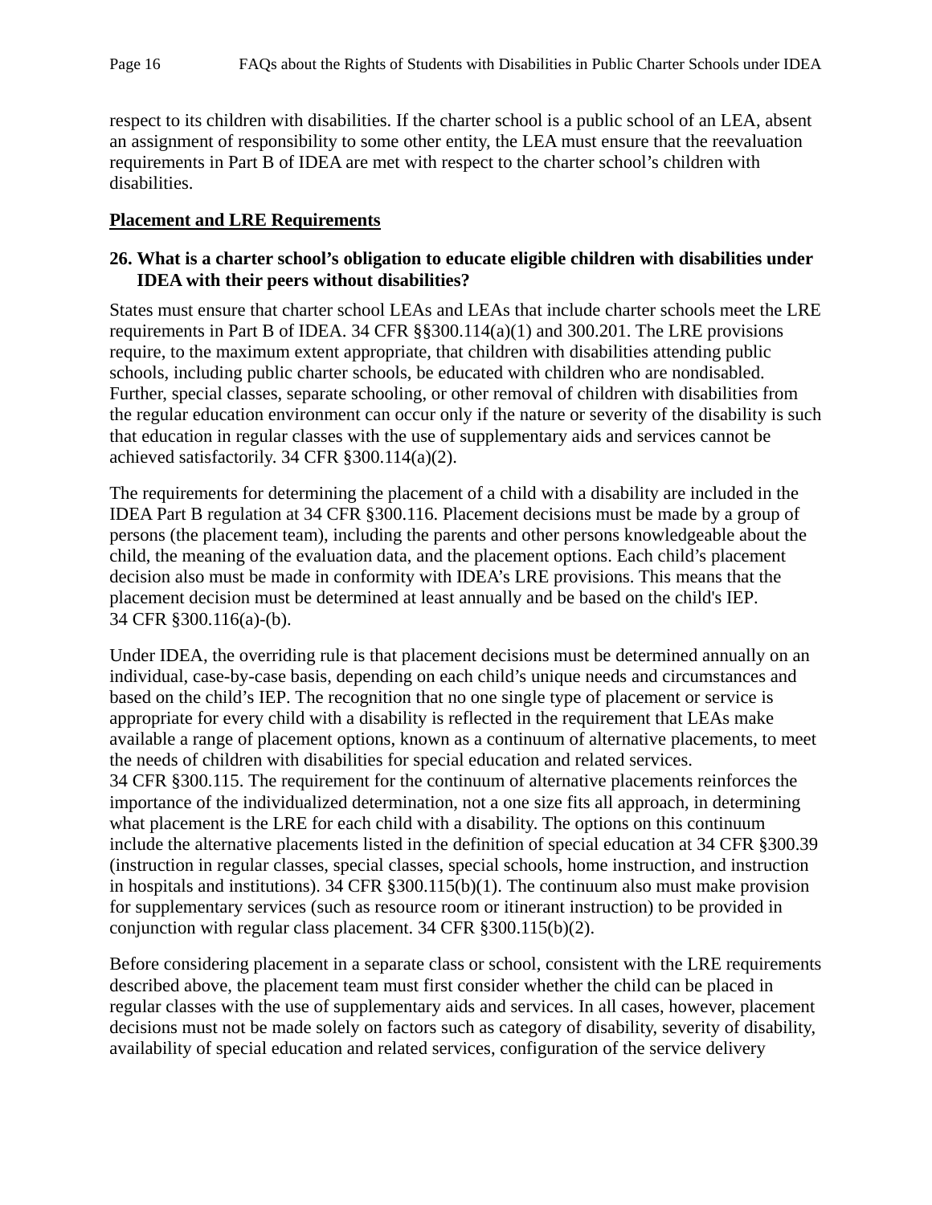respect to its children with disabilities. If the charter school is a public school of an LEA, absent an assignment of responsibility to some other entity, the LEA must ensure that the reevaluation requirements in Part B of IDEA are met with respect to the charter school's children with disabilities.

## Placement and LRE Requirements

### 26. What is a charter school's obligation to educate eligible children with disabilities under IDEA with their peers without disabilities?

States must ensure that charter school LEAs and LEAs that include charter schools meet the LRE requirements in Part B of IDEA. 34 CFR §§300.114(a)(1) and 300.201. The LRE provisions require, to the maximum extent appropriate, that children with disabilities attending public schools, including public charter schools, be educated with children who are nondisabled. Further, special classes, separate schooling, or other removal of children with disabilities from the regular education environment can occur only if the nature or severity of the disability is such that education in regular classes with the use of supplementary aids and services cannot be achieved satisfactorily. 34 CFR §300.114(a)(2).

The requirements for determining the placement of a child with a disability are included in the IDEA Part B regulation at 34 CFR §300.116. Placement decisions must be made by a group of persons (the placement team), including the parents and other persons knowledgeable about the child, the meaning of the evaluation data, and the placement options. Each child's placement decision also must be made in conformity with IDEA's LRE provisions. This means that the placement decision must be determined at least annually and be based on the child's IEP. 34 CFR §300.116(a)-(b).

Under IDEA, the overriding rule is that placement decisions must be determined annually on an individual, case-by-case basis, depending on each child's unique needs and circumstances and based on the child's IEP. The recognition that no one single type of placement or service is appropriate for every child with a disability is reflected in the requirement that LEAs make available a range of placement options, known as a continuum of alternative placements, to meet the needs of children with disabilities for special education and related services. 34 CFR §300.115. The requirement for the continuum of alternative placements reinforces the importance of the individualized determination, not a one size fits all approach, in determining what placement is the LRE for each child with a disability. The options on this continuum include the alternative placements listed in the definition of special education at 34 CFR §300.39 (instruction in regular classes, special classes, special schools, home instruction, and instruction in hospitals and institutions). 34 CFR §300.115(b)(1). The continuum also must make provision for supplementary services (such as resource room or itinerant instruction) to be provided in conjunction with regular class placement. 34 CFR §300.115(b)(2).

Before considering placement in a separate class or school, consistent with the LRE requirements described above, the placement team must first consider whether the child can be placed in regular classes with the use of supplementary aids and services. In all cases, however, placement decisions must not be made solely on factors such as category of disability, severity of disability, availability of special education and related services, configuration of the service delivery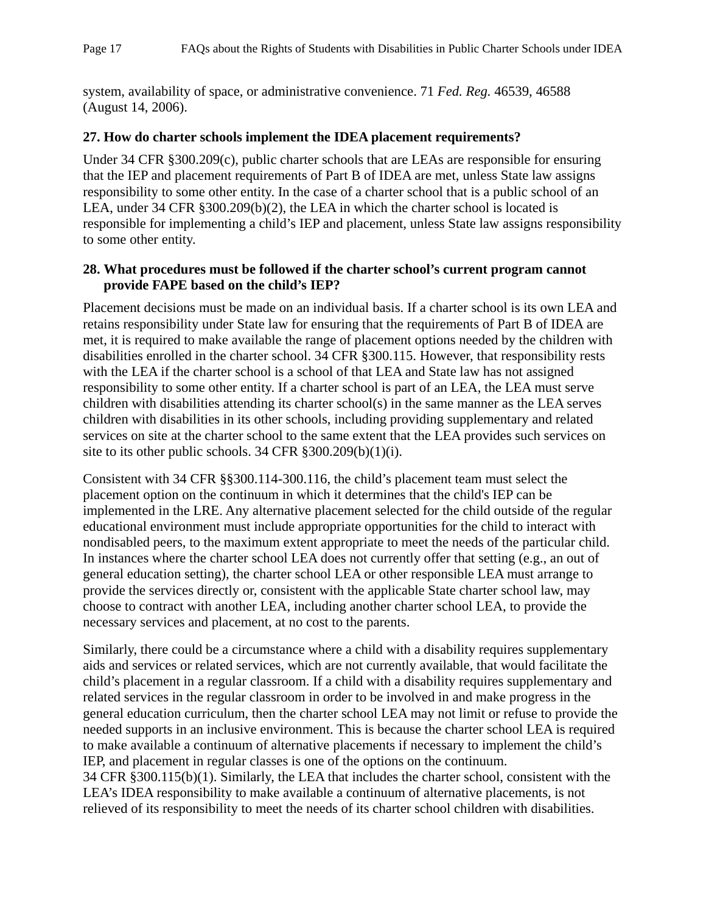system, availability of space, or administrative convenience. 71 *Fed. Reg.* 46539, 46588 (August 14, 2006).

**27. How do charter schools implement the IDEA placement requirements?**

Under 34 CFR §300.209(c), public charter schools that are LEAs are responsible for ensuring that the IEP and placement requirements of Part B of IDEA are met, unless State law assigns responsibility to some other entity. In the case of a charter school that is a public school of an LEA, under 34 CFR §300.209(b)(2), the LEA in which the charter school is located is responsible for implementing a child's IEP and placement, unless State law assigns responsibility to some other entity.

**28. What procedures must be followed if the charter school's current program cannot provide FAPE based on the child's IEP?**

Placement decisions must be made on an individual basis. If a charter school is its own LEA and retains responsibility under State law for ensuring that the requirements of Part B of IDEA are met, it is required to make available the range of placement options needed by the children with disabilities enrolled in the charter school. 34 CFR §300.115. However, that responsibility rests with the LEA if the charter school is a school of that LEA and State law has not assigned responsibility to some other entity. If a charter school is part of an LEA, the LEA must serve children with disabilities attending its charter school(s) in the same manner as the LEA serves children with disabilities in its other schools, including providing supplementary and related services on site at the charter school to the same extent that the LEA provides such services on site to its other public schools. 34 CFR §300.209(b)(1)(i).

Consistent with 34 CFR §§300.114-300.116, the child's placement team must select the placement option on the continuum in which it determines that the child's IEP can be implemented in the LRE. Any alternative placement selected for the child outside of the regular educational environment must include appropriate opportunities for the child to interact with nondisabled peers, to the maximum extent appropriate to meet the needs of the particular child. In instances where the charter school LEA does not currently offer that setting (e.g., an out of general education setting), the charter school LEA or other responsible LEA must arrange to provide the services directly or, consistent with the applicable State charter school law, may choose to contract with another LEA, including another charter school LEA, to provide the necessary services and placement, at no cost to the parents.

Similarly, there could be a circumstance where a child with a disability requires supplementary aids and services or related services, which are not currently available, that would facilitate the child's placement in a regular classroom. If a child with a disability requires supplementary and related services in the regular classroom in order to be involved in and make progress in the general education curriculum, then the charter school LEA may not limit or refuse to provide the needed supports in an inclusive environment. This is because the charter school LEA is required to make available a continuum of alternative placements if necessary to implement the child's IEP, and placement in regular classes is one of the options on the continuum. 34 CFR §300.115(b)(1). Similarly, the LEA that includes the charter school, consistent with the LEA's IDEA responsibility to make available a continuum of alternative placements, is not relieved of its responsibility to meet the needs of its charter school children with disabilities.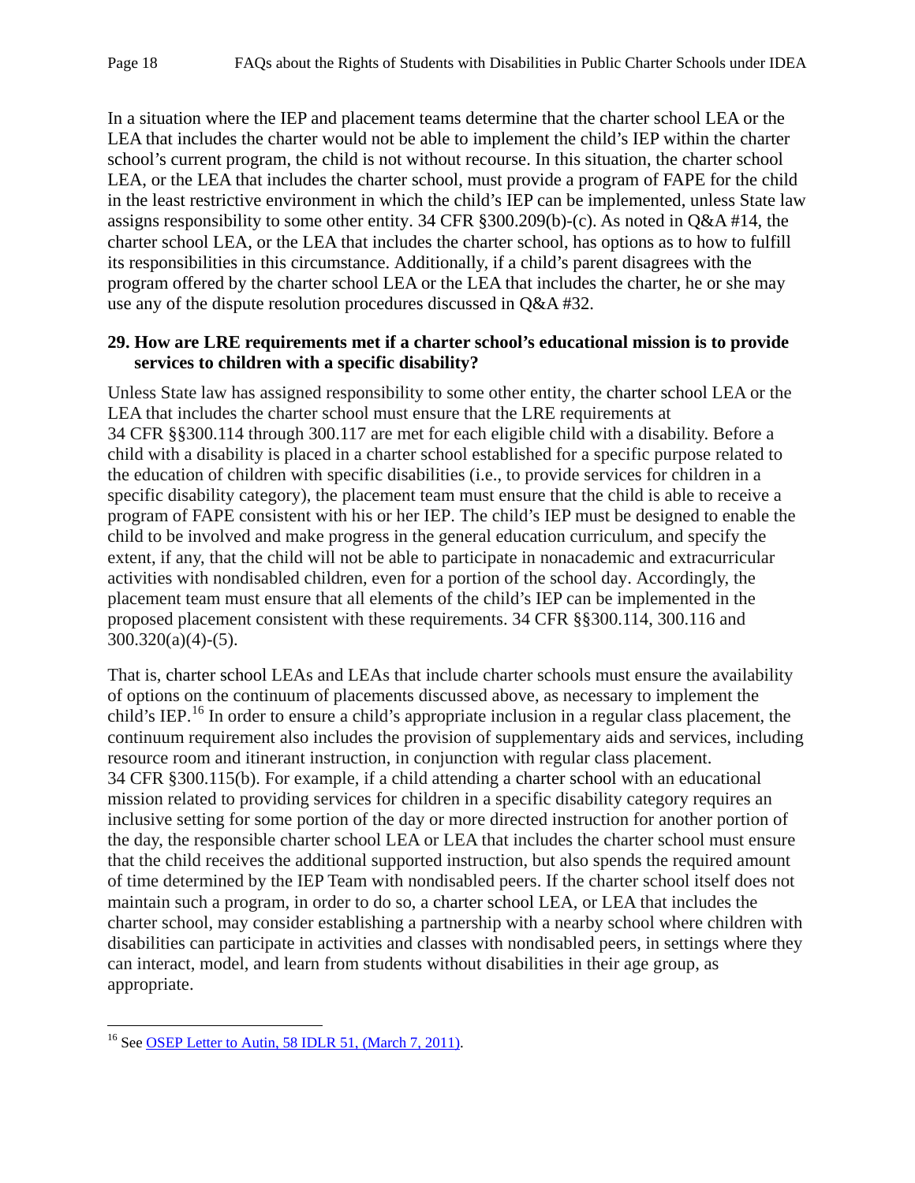In a situation where the IEP and placement teams determine that the charter school LEA or the LEA that includes the charter would not be able to implement the child's IEP within the charter school's current program, the child is not without recourse. In this situation, the charter school LEA, or the LEA that includes the charter school, must provide a program of FAPE for the child in the least restrictive environment in which the child's IEP can be implemented, unless State law assigns responsibility to some other entity. 34 CFR §300.209(b)-(c). As noted in Q&A #14, the charter school LEA, or the LEA that includes the charter school, has options as to how to fulfill its responsibilities in this circumstance. Additionally, if a child's parent disagrees with the program offered by the charter school LEA or the LEA that includes the charter, he or she may use any of the dispute resolution procedures discussed in Q&A #32.

**29. How are LRE requirements met if a charter school's educational mission is to provide services to children with a specific disability?**

Unless State law has assigned responsibility to some other entity, the charter school LEA or the LEA that includes the charter school must ensure that the LRE requirements at 34 CFR §§300.114 through 300.117 are met for each eligible child with a disability. Before a child with a disability is placed in a charter school established for a specific purpose related to the education of children with specific disabilities (i.e., to provide services for children in a specific disability category), the placement team must ensure that the child is able to receive a program of FAPE consistent with his or her IEP. The child's IEP must be designed to enable the child to be involved and make progress in the general education curriculum, and specify the extent, if any, that the child will not be able to participate in nonacademic and extracurricular activities with nondisabled children, even for a portion of the school day. Accordingly, the placement team must ensure that all elements of the child's IEP can be implemented in the proposed placement consistent with these requirements. 34 CFR §§300.114, 300.116 and 300.320(a)(4)-(5).

That is, charter school LEAs and LEAs that include charter schools must ensure the availability of options on the continuum of placements discussed above, as necessary to implement the child's IEP.[16] In order to ensure a child's appropriate inclusion in a regular class placement, the continuum requirement also includes the provision of supplementary aids and services, including resource room and itinerant instruction, in conjunction with regular class placement. 34 CFR §300.115(b). For example, if a child attending a charter school with an educational mission related to providing services for children in a specific disability category requires an inclusive setting for some portion of the day or more directed instruction for another portion of the day, the responsible charter school LEA or LEA that includes the charter school must ensure that the child receives the additional supported instruction, but also spends the required amount of time determined by the IEP Team with nondisabled peers. If the charter school itself does not maintain such a program, in order to do so, a charter school LEA, or LEA that includes the charter school, may consider establishing a partnership with a nearby school where children with disabilities can participate in activities and classes with nondisabled peers, in settings where they can interact, model, and learn from students without disabilities in their age group, as appropriate.

[16] See OSEP Letter to Autin, 58 IDLR 51, (March 7, 2011).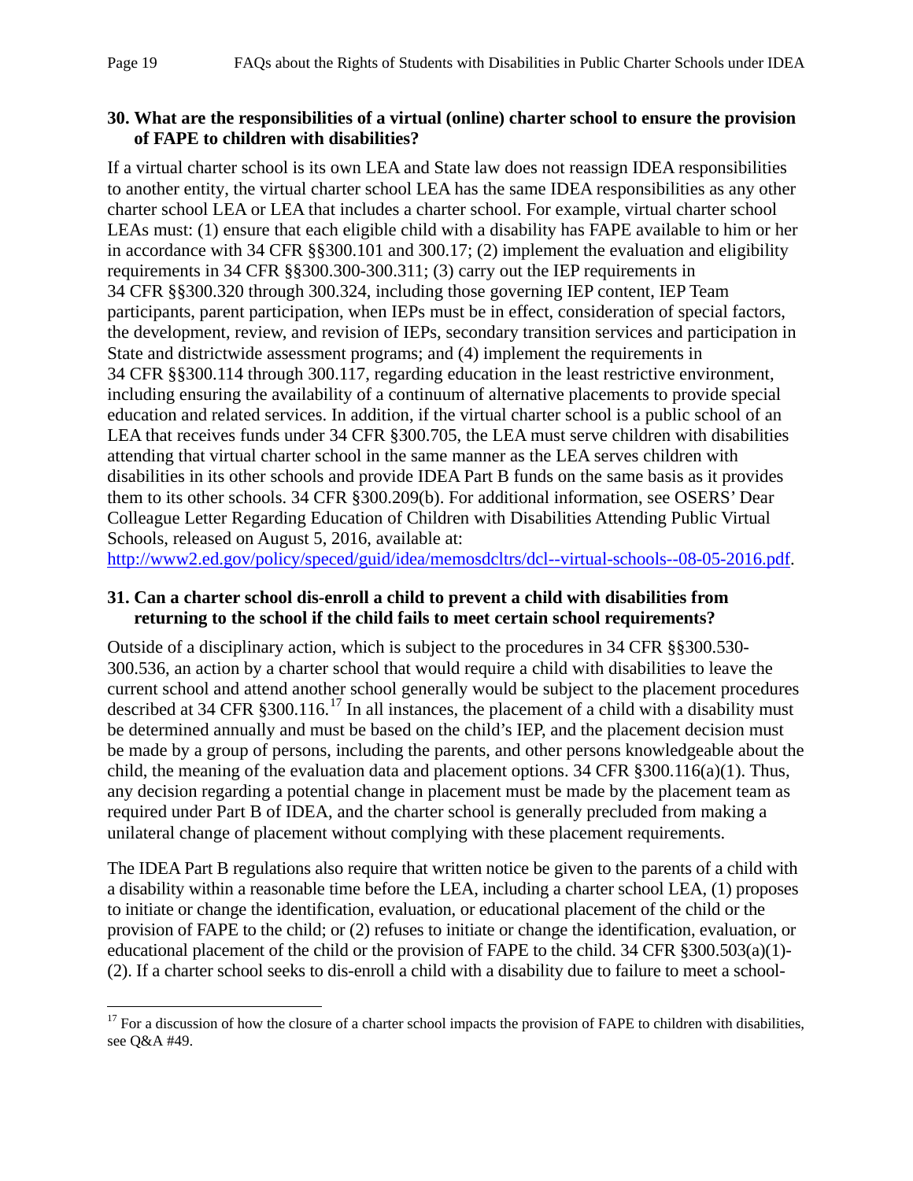**30. What are the responsibilities of a virtual (online) charter school to ensure the provision of FAPE to children with disabilities?**

If a virtual charter school is its own LEA and State law does not reassign IDEA responsibilities to another entity, the virtual charter school LEA has the same IDEA responsibilities as any other charter school LEA or LEA that includes a charter school. For example, virtual charter school LEAs must: (1) ensure that each eligible child with a disability has FAPE available to him or her in accordance with 34 CFR §§300.101 and 300.17; (2) implement the evaluation and eligibility requirements in 34 CFR §§300.300-300.311; (3) carry out the IEP requirements in 34 CFR §§300.320 through 300.324, including those governing IEP content, IEP Team participants, parent participation, when IEPs must be in effect, consideration of special factors, the development, review, and revision of IEPs, secondary transition services and participation in State and districtwide assessment programs; and (4) implement the requirements in 34 CFR §§300.114 through 300.117, regarding education in the least restrictive environment, including ensuring the availability of a continuum of alternative placements to provide special education and related services. In addition, if the virtual charter school is a public school of an LEA that receives funds under 34 CFR §300.705, the LEA must serve children with disabilities attending that virtual charter school in the same manner as the LEA serves children with disabilities in its other schools and provide IDEA Part B funds on the same basis as it provides them to its other schools. 34 CFR §300.209(b). For additional information, see OSERS' Dear Colleague Letter Regarding Education of Children with Disabilities Attending Public Virtual Schools, released on August 5, 2016, available at: http://www2.ed.gov/policy/speced/guid/idea/memosdcltrs/dcl--virtual-schools--08-05-2016.pdf.

**31. Can a charter school dis-enroll a child to prevent a child with disabilities from returning to the school if the child fails to meet certain school requirements?**

Outside of a disciplinary action, which is subject to the procedures in 34 CFR §§300.530-300.536, an action by a charter school that would require a child with disabilities to leave the current school and attend another school generally would be subject to the placement procedures described at 34 CFR §300.116.[17] In all instances, the placement of a child with a disability must be determined annually and must be based on the child's IEP, and the placement decision must be made by a group of persons, including the parents, and other persons knowledgeable about the child, the meaning of the evaluation data and placement options. 34 CFR §300.116(a)(1). Thus, any decision regarding a potential change in placement must be made by the placement team as required under Part B of IDEA, and the charter school is generally precluded from making a unilateral change of placement without complying with these placement requirements.

The IDEA Part B regulations also require that written notice be given to the parents of a child with a disability within a reasonable time before the LEA, including a charter school LEA, (1) proposes to initiate or change the identification, evaluation, or educational placement of the child or the provision of FAPE to the child; or (2) refuses to initiate or change the identification, evaluation, or educational placement of the child or the provision of FAPE to the child. 34 CFR §300.503(a)(1)-(2). If a charter school seeks to dis-enroll a child with a disability due to failure to meet a school-

[17] For a discussion of how the closure of a charter school impacts the provision of FAPE to children with disabilities, see Q&A #49.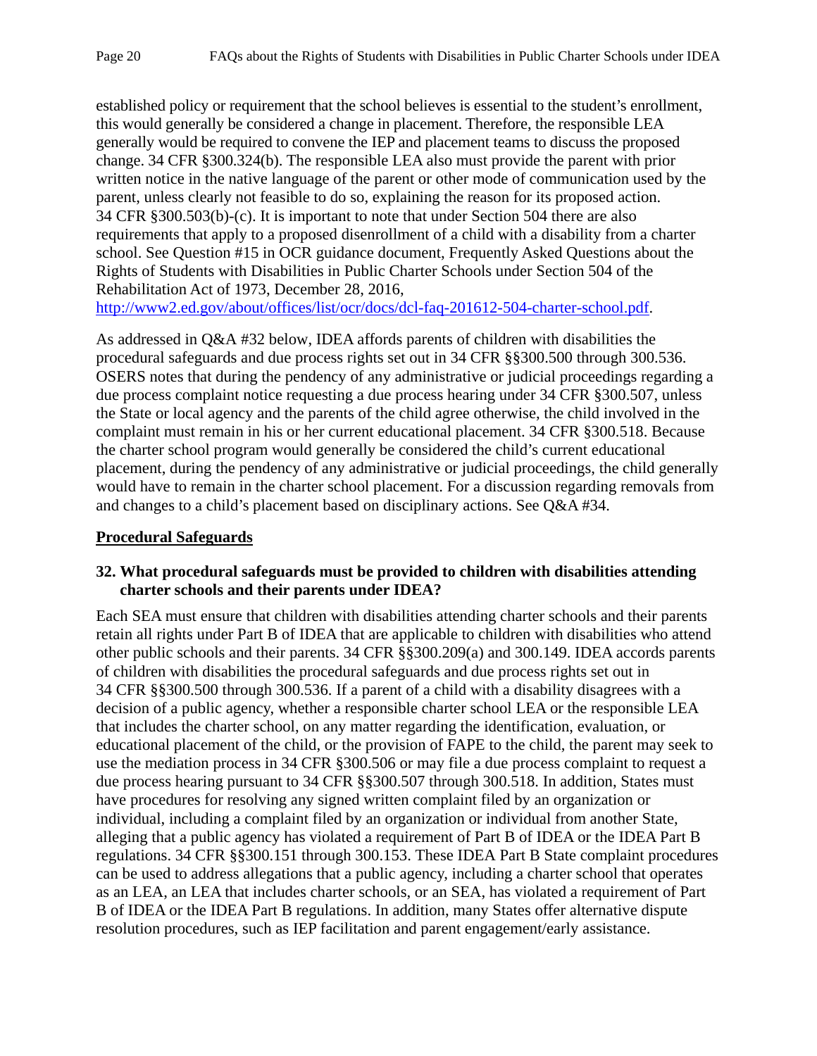established policy or requirement that the school believes is essential to the student's enrollment, this would generally be considered a change in placement. Therefore, the responsible LEA generally would be required to convene the IEP and placement teams to discuss the proposed change. 34 CFR §300.324(b). The responsible LEA also must provide the parent with prior written notice in the native language of the parent or other mode of communication used by the parent, unless clearly not feasible to do so, explaining the reason for its proposed action. 34 CFR §300.503(b)-(c). It is important to note that under Section 504 there are also requirements that apply to a proposed disenrollment of a child with a disability from a charter school. See Question #15 in OCR guidance document, Frequently Asked Questions about the Rights of Students with Disabilities in Public Charter Schools under Section 504 of the Rehabilitation Act of 1973, December 28, 2016, [http://www2.ed.gov/about/offices/list/ocr/docs/dcl-faq-201612-504-charter-school.pdf](http://www2.ed.gov/about/offices/list/ocr/docs/dcl-faq-201612-504-charter-school.pdf).

As addressed in Q&A #32 below, IDEA affords parents of children with disabilities the procedural safeguards and due process rights set out in 34 CFR §§300.500 through 300.536. OSERS notes that during the pendency of any administrative or judicial proceedings regarding a due process complaint notice requesting a due process hearing under 34 CFR §300.507, unless the State or local agency and the parents of the child agree otherwise, the child involved in the complaint must remain in his or her current educational placement. 34 CFR §300.518. Because the charter school program would generally be considered the child's current educational placement, during the pendency of any administrative or judicial proceedings, the child generally would have to remain in the charter school placement. For a discussion regarding removals from and changes to a child's placement based on disciplinary actions. See Q&A #34.

## Procedural Safeguards

### 32. What procedural safeguards must be provided to children with disabilities attending charter schools and their parents under IDEA?

Each SEA must ensure that children with disabilities attending charter schools and their parents retain all rights under Part B of IDEA that are applicable to children with disabilities who attend other public schools and their parents. 34 CFR §§300.209(a) and 300.149. IDEA accords parents of children with disabilities the procedural safeguards and due process rights set out in 34 CFR §§300.500 through 300.536. If a parent of a child with a disability disagrees with a decision of a public agency, whether a responsible charter school LEA or the responsible LEA that includes the charter school, on any matter regarding the identification, evaluation, or educational placement of the child, or the provision of FAPE to the child, the parent may seek to use the mediation process in 34 CFR §300.506 or may file a due process complaint to request a due process hearing pursuant to 34 CFR §§300.507 through 300.518. In addition, States must have procedures for resolving any signed written complaint filed by an organization or individual, including a complaint filed by an organization or individual from another State, alleging that a public agency has violated a requirement of Part B of IDEA or the IDEA Part B regulations. 34 CFR §§300.151 through 300.153. These IDEA Part B State complaint procedures can be used to address allegations that a public agency, including a charter school that operates as an LEA, an LEA that includes charter schools, or an SEA, has violated a requirement of Part B of IDEA or the IDEA Part B regulations. In addition, many States offer alternative dispute resolution procedures, such as IEP facilitation and parent engagement/early assistance.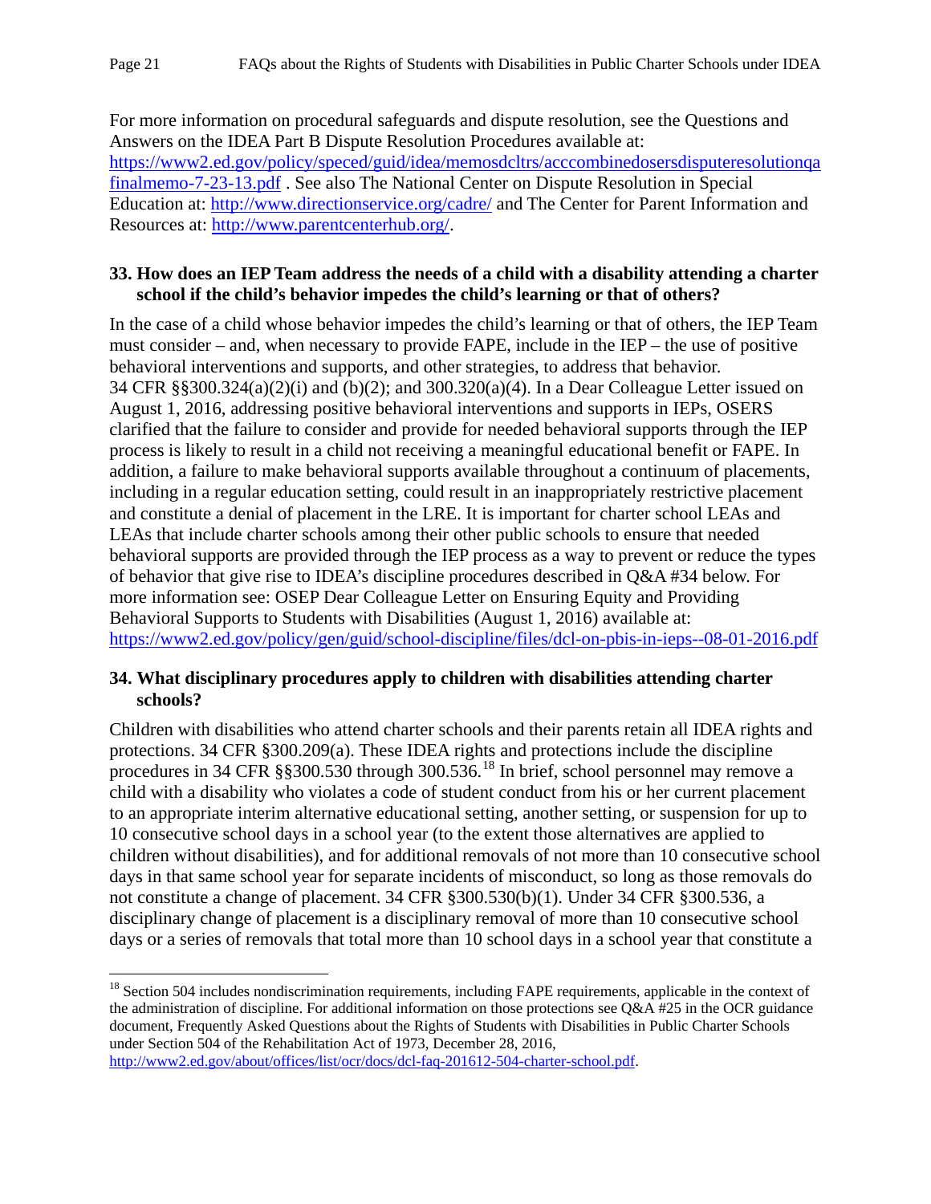For more information on procedural safeguards and dispute resolution, see the Questions and Answers on the IDEA Part B Dispute Resolution Procedures available at: https://www2.ed.gov/policy/speced/guid/idea/memosdcltrs/acccombinedosersdisputeresolutionqafinalmemo-7-23-13.pdf . See also The National Center on Dispute Resolution in Special Education at: http://www.directionservice.org/cadre/ and The Center for Parent Information and Resources at: http://www.parentcenterhub.org/.

**33. How does an IEP Team address the needs of a child with a disability attending a charter school if the child's behavior impedes the child's learning or that of others?**

In the case of a child whose behavior impedes the child's learning or that of others, the IEP Team must consider – and, when necessary to provide FAPE, include in the IEP – the use of positive behavioral interventions and supports, and other strategies, to address that behavior. 34 CFR §§300.324(a)(2)(i) and (b)(2); and 300.320(a)(4). In a Dear Colleague Letter issued on August 1, 2016, addressing positive behavioral interventions and supports in IEPs, OSERS clarified that the failure to consider and provide for needed behavioral supports through the IEP process is likely to result in a child not receiving a meaningful educational benefit or FAPE. In addition, a failure to make behavioral supports available throughout a continuum of placements, including in a regular education setting, could result in an inappropriately restrictive placement and constitute a denial of placement in the LRE. It is important for charter school LEAs and LEAs that include charter schools among their other public schools to ensure that needed behavioral supports are provided through the IEP process as a way to prevent or reduce the types of behavior that give rise to IDEA's discipline procedures described in Q&A #34 below. For more information see: OSEP Dear Colleague Letter on Ensuring Equity and Providing Behavioral Supports to Students with Disabilities (August 1, 2016) available at: https://www2.ed.gov/policy/gen/guid/school-discipline/files/dcl-on-pbis-in-ieps--08-01-2016.pdf

**34. What disciplinary procedures apply to children with disabilities attending charter schools?**

Children with disabilities who attend charter schools and their parents retain all IDEA rights and protections. 34 CFR §300.209(a). These IDEA rights and protections include the discipline procedures in 34 CFR §§300.530 through 300.536.[18] In brief, school personnel may remove a child with a disability who violates a code of student conduct from his or her current placement to an appropriate interim alternative educational setting, another setting, or suspension for up to 10 consecutive school days in a school year (to the extent those alternatives are applied to children without disabilities), and for additional removals of not more than 10 consecutive school days in that same school year for separate incidents of misconduct, so long as those removals do not constitute a change of placement. 34 CFR §300.530(b)(1). Under 34 CFR §300.536, a disciplinary change of placement is a disciplinary removal of more than 10 consecutive school days or a series of removals that total more than 10 school days in a school year that constitute a

---

[18] Section 504 includes nondiscrimination requirements, including FAPE requirements, applicable in the context of the administration of discipline. For additional information on those protections see Q&A #25 in the OCR guidance document, Frequently Asked Questions about the Rights of Students with Disabilities in Public Charter Schools under Section 504 of the Rehabilitation Act of 1973, December 28, 2016, http://www2.ed.gov/about/offices/list/ocr/docs/dcl-faq-201612-504-charter-school.pdf.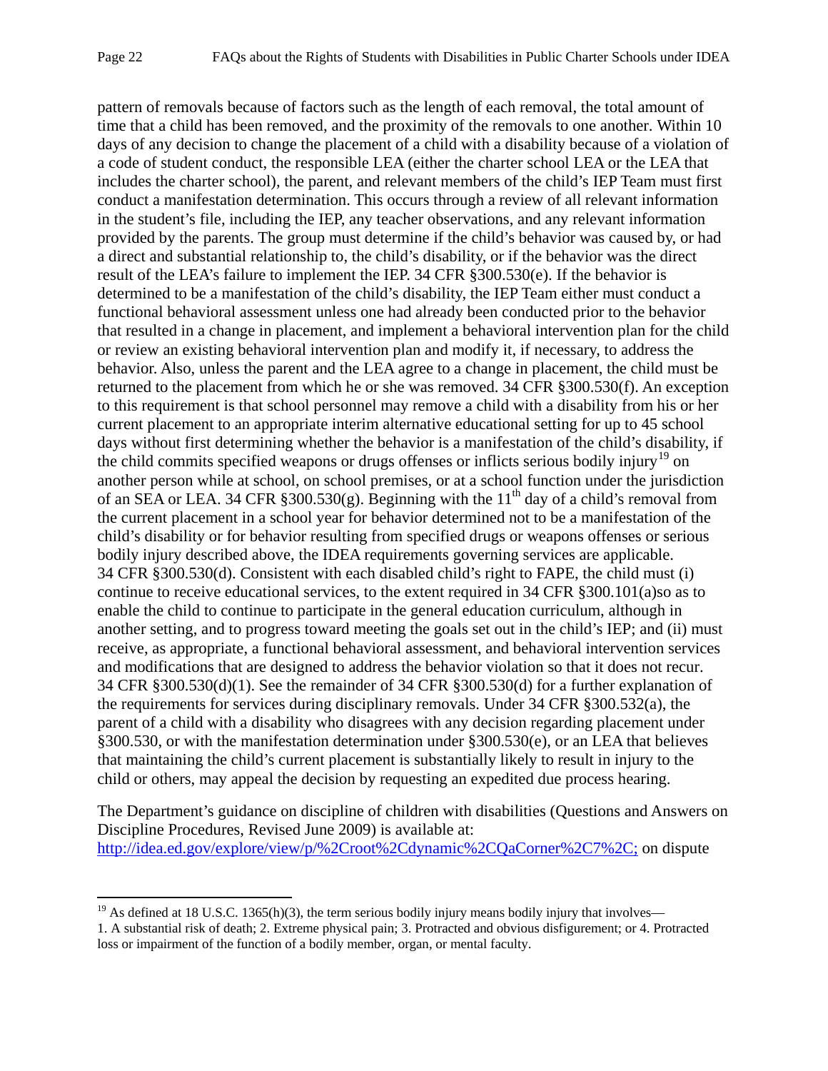pattern of removals because of factors such as the length of each removal, the total amount of time that a child has been removed, and the proximity of the removals to one another. Within 10 days of any decision to change the placement of a child with a disability because of a violation of a code of student conduct, the responsible LEA (either the charter school LEA or the LEA that includes the charter school), the parent, and relevant members of the child's IEP Team must first conduct a manifestation determination. This occurs through a review of all relevant information in the student's file, including the IEP, any teacher observations, and any relevant information provided by the parents. The group must determine if the child's behavior was caused by, or had a direct and substantial relationship to, the child's disability, or if the behavior was the direct result of the LEA's failure to implement the IEP. 34 CFR §300.530(e). If the behavior is determined to be a manifestation of the child's disability, the IEP Team either must conduct a functional behavioral assessment unless one had already been conducted prior to the behavior that resulted in a change in placement, and implement a behavioral intervention plan for the child or review an existing behavioral intervention plan and modify it, if necessary, to address the behavior. Also, unless the parent and the LEA agree to a change in placement, the child must be returned to the placement from which he or she was removed. 34 CFR §300.530(f). An exception to this requirement is that school personnel may remove a child with a disability from his or her current placement to an appropriate interim alternative educational setting for up to 45 school days without first determining whether the behavior is a manifestation of the child's disability, if the child commits specified weapons or drugs offenses or inflicts serious bodily injury[19] on another person while at school, on school premises, or at a school function under the jurisdiction of an SEA or LEA. 34 CFR §300.530(g). Beginning with the 11th day of a child's removal from the current placement in a school year for behavior determined not to be a manifestation of the child's disability or for behavior resulting from specified drugs or weapons offenses or serious bodily injury described above, the IDEA requirements governing services are applicable. 34 CFR §300.530(d). Consistent with each disabled child's right to FAPE, the child must (i) continue to receive educational services, to the extent required in 34 CFR §300.101(a)so as to enable the child to continue to participate in the general education curriculum, although in another setting, and to progress toward meeting the goals set out in the child's IEP; and (ii) must receive, as appropriate, a functional behavioral assessment, and behavioral intervention services and modifications that are designed to address the behavior violation so that it does not recur. 34 CFR §300.530(d)(1). See the remainder of 34 CFR §300.530(d) for a further explanation of the requirements for services during disciplinary removals. Under 34 CFR §300.532(a), the parent of a child with a disability who disagrees with any decision regarding placement under §300.530, or with the manifestation determination under §300.530(e), or an LEA that believes that maintaining the child's current placement is substantially likely to result in injury to the child or others, may appeal the decision by requesting an expedited due process hearing.

The Department's guidance on discipline of children with disabilities (Questions and Answers on Discipline Procedures, Revised June 2009) is available at: [http://idea.ed.gov/explore/view/p/%2Croot%2Cdynamic%2CQaCorner%2C7%2C;](http://idea.ed.gov/explore/view/p/%2Croot%2Cdynamic%2CQaCorner%2C7%2C;) on dispute

---

[19] As defined at 18 U.S.C. 1365(h)(3), the term serious bodily injury means bodily injury that involves—
1. A substantial risk of death; 2. Extreme physical pain; 3. Protracted and obvious disfigurement; or 4. Protracted loss or impairment of the function of a bodily member, organ, or mental faculty.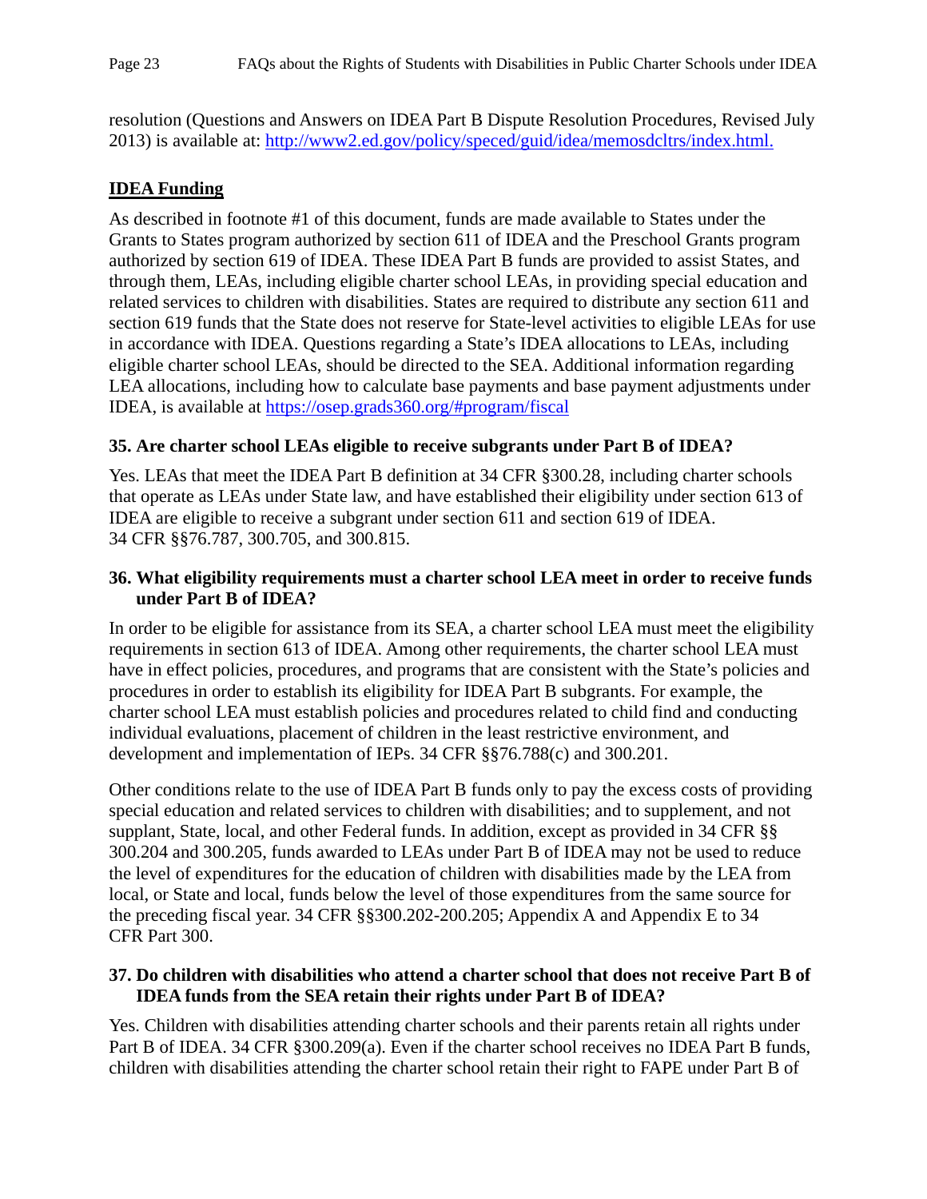resolution (Questions and Answers on IDEA Part B Dispute Resolution Procedures, Revised July 2013) is available at: [http://www2.ed.gov/policy/speced/guid/idea/memosdcltrs/index.html.](http://www2.ed.gov/policy/speced/guid/idea/memosdcltrs/index.html)

## IDEA Funding

As described in footnote #1 of this document, funds are made available to States under the Grants to States program authorized by section 611 of IDEA and the Preschool Grants program authorized by section 619 of IDEA. These IDEA Part B funds are provided to assist States, and through them, LEAs, including eligible charter school LEAs, in providing special education and related services to children with disabilities. States are required to distribute any section 611 and section 619 funds that the State does not reserve for State-level activities to eligible LEAs for use in accordance with IDEA. Questions regarding a State's IDEA allocations to LEAs, including eligible charter school LEAs, should be directed to the SEA. Additional information regarding LEA allocations, including how to calculate base payments and base payment adjustments under IDEA, is available at [https://osep.grads360.org/#program/fiscal](https://osep.grads360.org/#program/fiscal)

### 35. Are charter school LEAs eligible to receive subgrants under Part B of IDEA?

Yes. LEAs that meet the IDEA Part B definition at 34 CFR §300.28, including charter schools that operate as LEAs under State law, and have established their eligibility under section 613 of IDEA are eligible to receive a subgrant under section 611 and section 619 of IDEA. 34 CFR §§76.787, 300.705, and 300.815.

### 36. What eligibility requirements must a charter school LEA meet in order to receive funds under Part B of IDEA?

In order to be eligible for assistance from its SEA, a charter school LEA must meet the eligibility requirements in section 613 of IDEA. Among other requirements, the charter school LEA must have in effect policies, procedures, and programs that are consistent with the State's policies and procedures in order to establish its eligibility for IDEA Part B subgrants. For example, the charter school LEA must establish policies and procedures related to child find and conducting individual evaluations, placement of children in the least restrictive environment, and development and implementation of IEPs. 34 CFR §§76.788(c) and 300.201.

Other conditions relate to the use of IDEA Part B funds only to pay the excess costs of providing special education and related services to children with disabilities; and to supplement, and not supplant, State, local, and other Federal funds. In addition, except as provided in 34 CFR §§ 300.204 and 300.205, funds awarded to LEAs under Part B of IDEA may not be used to reduce the level of expenditures for the education of children with disabilities made by the LEA from local, or State and local, funds below the level of those expenditures from the same source for the preceding fiscal year. 34 CFR §§300.202-200.205; Appendix A and Appendix E to 34 CFR Part 300.

### 37. Do children with disabilities who attend a charter school that does not receive Part B of IDEA funds from the SEA retain their rights under Part B of IDEA?

Yes. Children with disabilities attending charter schools and their parents retain all rights under Part B of IDEA. 34 CFR §300.209(a). Even if the charter school receives no IDEA Part B funds, children with disabilities attending the charter school retain their right to FAPE under Part B of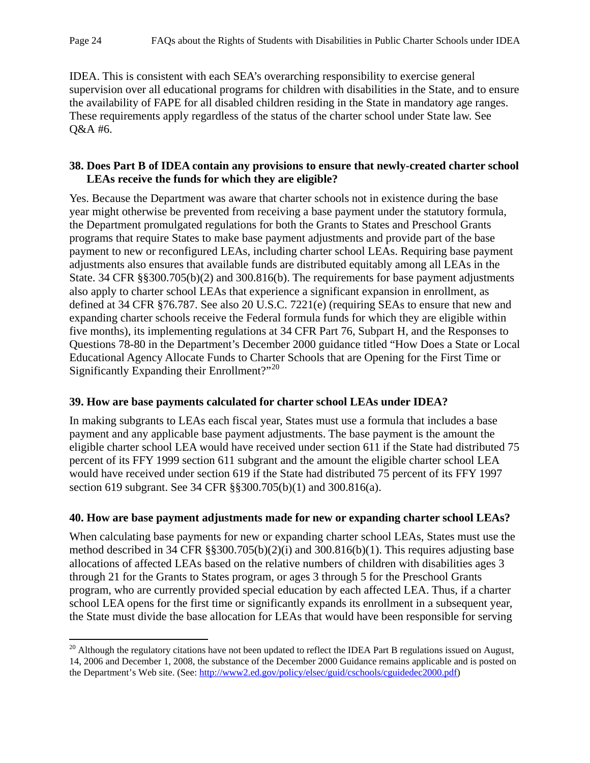IDEA. This is consistent with each SEA's overarching responsibility to exercise general supervision over all educational programs for children with disabilities in the State, and to ensure the availability of FAPE for all disabled children residing in the State in mandatory age ranges. These requirements apply regardless of the status of the charter school under State law. See Q&A #6.

**38. Does Part B of IDEA contain any provisions to ensure that newly-created charter school LEAs receive the funds for which they are eligible?**

Yes. Because the Department was aware that charter schools not in existence during the base year might otherwise be prevented from receiving a base payment under the statutory formula, the Department promulgated regulations for both the Grants to States and Preschool Grants programs that require States to make base payment adjustments and provide part of the base payment to new or reconfigured LEAs, including charter school LEAs. Requiring base payment adjustments also ensures that available funds are distributed equitably among all LEAs in the State. 34 CFR §§300.705(b)(2) and 300.816(b). The requirements for base payment adjustments also apply to charter school LEAs that experience a significant expansion in enrollment, as defined at 34 CFR §76.787. See also 20 U.S.C. 7221(e) (requiring SEAs to ensure that new and expanding charter schools receive the Federal formula funds for which they are eligible within five months), its implementing regulations at 34 CFR Part 76, Subpart H, and the Responses to Questions 78-80 in the Department's December 2000 guidance titled "How Does a State or Local Educational Agency Allocate Funds to Charter Schools that are Opening for the First Time or Significantly Expanding their Enrollment?"[20]

**39. How are base payments calculated for charter school LEAs under IDEA?**

In making subgrants to LEAs each fiscal year, States must use a formula that includes a base payment and any applicable base payment adjustments. The base payment is the amount the eligible charter school LEA would have received under section 611 if the State had distributed 75 percent of its FFY 1999 section 611 subgrant and the amount the eligible charter school LEA would have received under section 619 if the State had distributed 75 percent of its FFY 1997 section 619 subgrant. See 34 CFR §§300.705(b)(1) and 300.816(a).

**40. How are base payment adjustments made for new or expanding charter school LEAs?**

When calculating base payments for new or expanding charter school LEAs, States must use the method described in 34 CFR §§300.705(b)(2)(i) and 300.816(b)(1). This requires adjusting base allocations of affected LEAs based on the relative numbers of children with disabilities ages 3 through 21 for the Grants to States program, or ages 3 through 5 for the Preschool Grants program, who are currently provided special education by each affected LEA. Thus, if a charter school LEA opens for the first time or significantly expands its enrollment in a subsequent year, the State must divide the base allocation for LEAs that would have been responsible for serving

---

[20] Although the regulatory citations have not been updated to reflect the IDEA Part B regulations issued on August, 14, 2006 and December 1, 2008, the substance of the December 2000 Guidance remains applicable and is posted on the Department's Web site. (See: http://www2.ed.gov/policy/elsec/guid/cschools/cguidedec2000.pdf)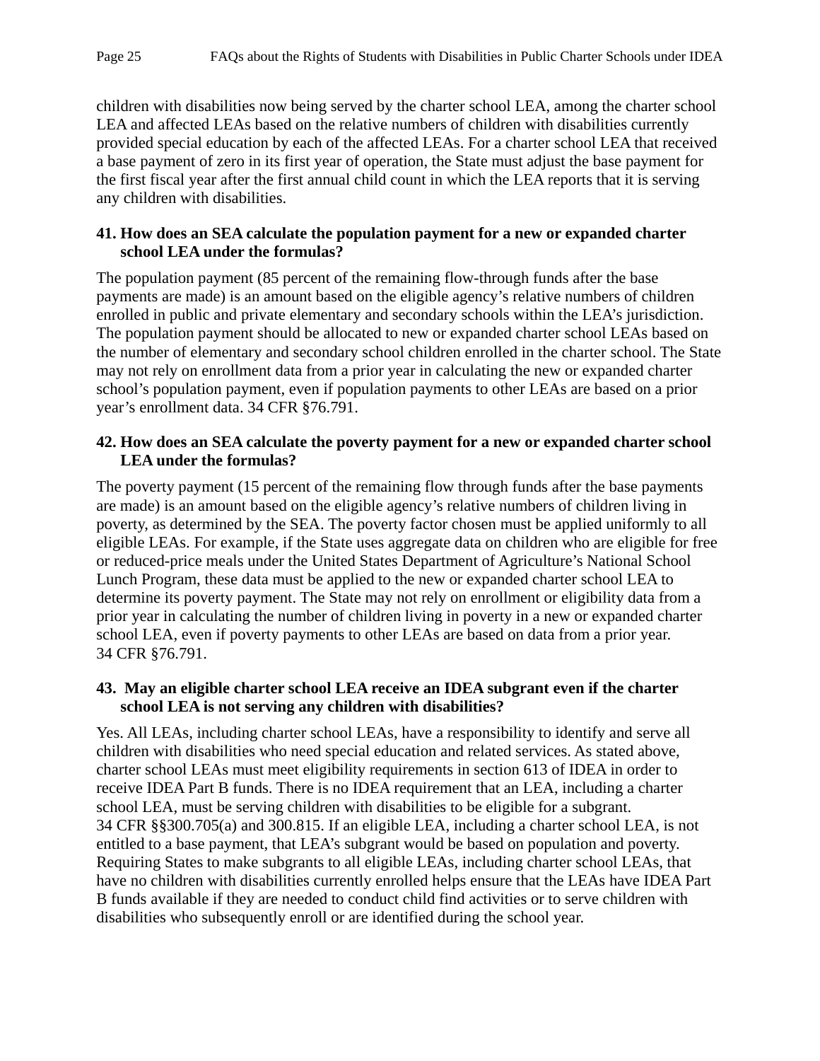children with disabilities now being served by the charter school LEA, among the charter school LEA and affected LEAs based on the relative numbers of children with disabilities currently provided special education by each of the affected LEAs. For a charter school LEA that received a base payment of zero in its first year of operation, the State must adjust the base payment for the first fiscal year after the first annual child count in which the LEA reports that it is serving any children with disabilities.

**41. How does an SEA calculate the population payment for a new or expanded charter school LEA under the formulas?**

The population payment (85 percent of the remaining flow-through funds after the base payments are made) is an amount based on the eligible agency's relative numbers of children enrolled in public and private elementary and secondary schools within the LEA's jurisdiction. The population payment should be allocated to new or expanded charter school LEAs based on the number of elementary and secondary school children enrolled in the charter school. The State may not rely on enrollment data from a prior year in calculating the new or expanded charter school's population payment, even if population payments to other LEAs are based on a prior year's enrollment data. 34 CFR §76.791.

**42. How does an SEA calculate the poverty payment for a new or expanded charter school LEA under the formulas?**

The poverty payment (15 percent of the remaining flow through funds after the base payments are made) is an amount based on the eligible agency's relative numbers of children living in poverty, as determined by the SEA. The poverty factor chosen must be applied uniformly to all eligible LEAs. For example, if the State uses aggregate data on children who are eligible for free or reduced-price meals under the United States Department of Agriculture's National School Lunch Program, these data must be applied to the new or expanded charter school LEA to determine its poverty payment. The State may not rely on enrollment or eligibility data from a prior year in calculating the number of children living in poverty in a new or expanded charter school LEA, even if poverty payments to other LEAs are based on data from a prior year. 34 CFR §76.791.

**43. May an eligible charter school LEA receive an IDEA subgrant even if the charter school LEA is not serving any children with disabilities?**

Yes. All LEAs, including charter school LEAs, have a responsibility to identify and serve all children with disabilities who need special education and related services. As stated above, charter school LEAs must meet eligibility requirements in section 613 of IDEA in order to receive IDEA Part B funds. There is no IDEA requirement that an LEA, including a charter school LEA, must be serving children with disabilities to be eligible for a subgrant. 34 CFR §§300.705(a) and 300.815. If an eligible LEA, including a charter school LEA, is not entitled to a base payment, that LEA's subgrant would be based on population and poverty. Requiring States to make subgrants to all eligible LEAs, including charter school LEAs, that have no children with disabilities currently enrolled helps ensure that the LEAs have IDEA Part B funds available if they are needed to conduct child find activities or to serve children with disabilities who subsequently enroll or are identified during the school year.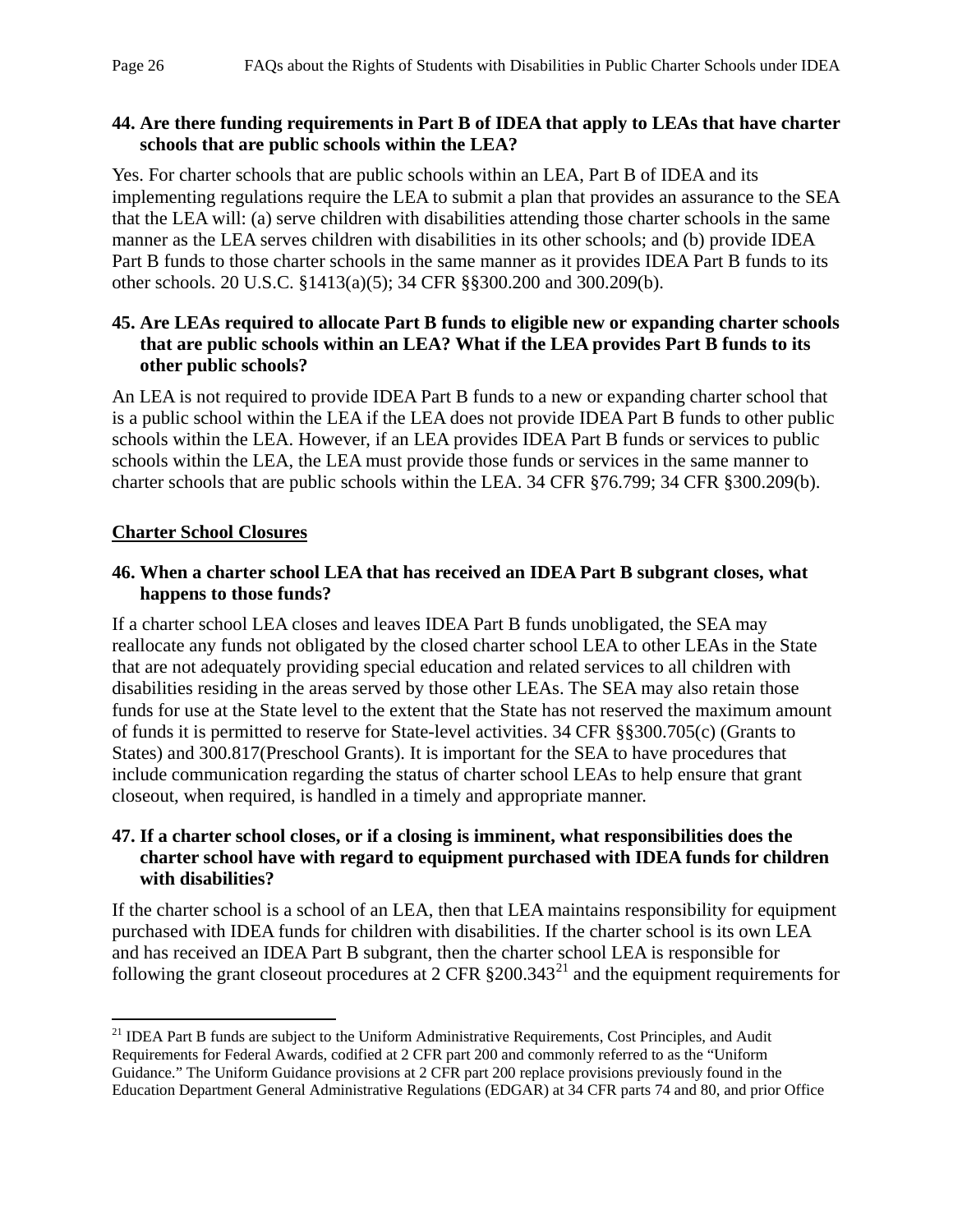**44. Are there funding requirements in Part B of IDEA that apply to LEAs that have charter schools that are public schools within the LEA?**

Yes. For charter schools that are public schools within an LEA, Part B of IDEA and its implementing regulations require the LEA to submit a plan that provides an assurance to the SEA that the LEA will: (a) serve children with disabilities attending those charter schools in the same manner as the LEA serves children with disabilities in its other schools; and (b) provide IDEA Part B funds to those charter schools in the same manner as it provides IDEA Part B funds to its other schools. 20 U.S.C. §1413(a)(5); 34 CFR §§300.200 and 300.209(b).

**45. Are LEAs required to allocate Part B funds to eligible new or expanding charter schools that are public schools within an LEA? What if the LEA provides Part B funds to its other public schools?**

An LEA is not required to provide IDEA Part B funds to a new or expanding charter school that is a public school within the LEA if the LEA does not provide IDEA Part B funds to other public schools within the LEA. However, if an LEA provides IDEA Part B funds or services to public schools within the LEA, the LEA must provide those funds or services in the same manner to charter schools that are public schools within the LEA. 34 CFR §76.799; 34 CFR §300.209(b).

## Charter School Closures

**46. When a charter school LEA that has received an IDEA Part B subgrant closes, what happens to those funds?**

If a charter school LEA closes and leaves IDEA Part B funds unobligated, the SEA may reallocate any funds not obligated by the closed charter school LEA to other LEAs in the State that are not adequately providing special education and related services to all children with disabilities residing in the areas served by those other LEAs. The SEA may also retain those funds for use at the State level to the extent that the State has not reserved the maximum amount of funds it is permitted to reserve for State-level activities. 34 CFR §§300.705(c) (Grants to States) and 300.817(Preschool Grants). It is important for the SEA to have procedures that include communication regarding the status of charter school LEAs to help ensure that grant closeout, when required, is handled in a timely and appropriate manner.

**47. If a charter school closes, or if a closing is imminent, what responsibilities does the charter school have with regard to equipment purchased with IDEA funds for children with disabilities?**

If the charter school is a school of an LEA, then that LEA maintains responsibility for equipment purchased with IDEA funds for children with disabilities. If the charter school is its own LEA and has received an IDEA Part B subgrant, then the charter school LEA is responsible for following the grant closeout procedures at 2 CFR §200.343[21] and the equipment requirements for

[21] IDEA Part B funds are subject to the Uniform Administrative Requirements, Cost Principles, and Audit Requirements for Federal Awards, codified at 2 CFR part 200 and commonly referred to as the "Uniform Guidance." The Uniform Guidance provisions at 2 CFR part 200 replace provisions previously found in the Education Department General Administrative Regulations (EDGAR) at 34 CFR parts 74 and 80, and prior Office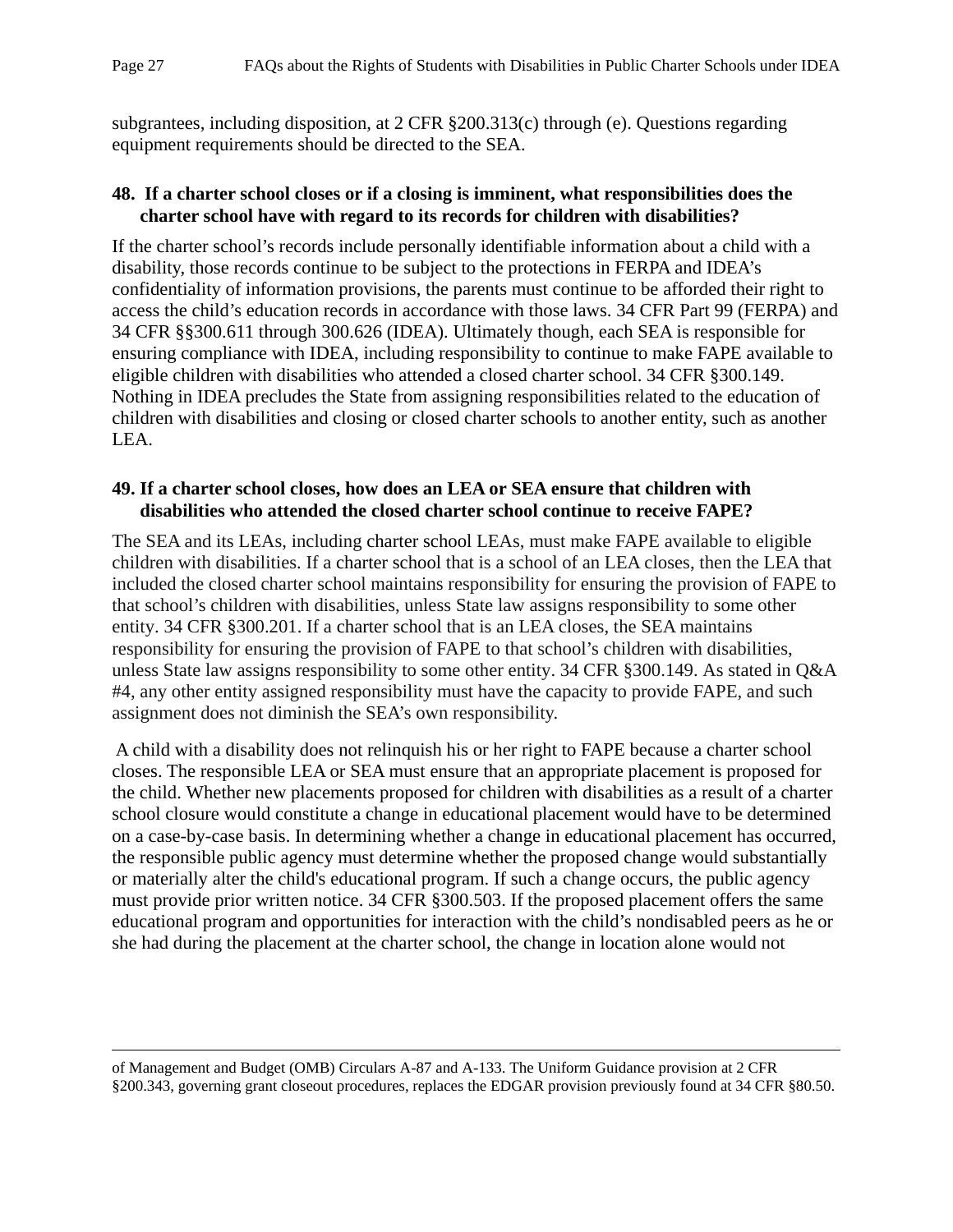subgrantees, including disposition, at 2 CFR §200.313(c) through (e). Questions regarding equipment requirements should be directed to the SEA.

**48. If a charter school closes or if a closing is imminent, what responsibilities does the charter school have with regard to its records for children with disabilities?**

If the charter school's records include personally identifiable information about a child with a disability, those records continue to be subject to the protections in FERPA and IDEA's confidentiality of information provisions, the parents must continue to be afforded their right to access the child's education records in accordance with those laws. 34 CFR Part 99 (FERPA) and 34 CFR §§300.611 through 300.626 (IDEA). Ultimately though, each SEA is responsible for ensuring compliance with IDEA, including responsibility to continue to make FAPE available to eligible children with disabilities who attended a closed charter school. 34 CFR §300.149. Nothing in IDEA precludes the State from assigning responsibilities related to the education of children with disabilities and closing or closed charter schools to another entity, such as another LEA.

**49. If a charter school closes, how does an LEA or SEA ensure that children with disabilities who attended the closed charter school continue to receive FAPE?**

The SEA and its LEAs, including charter school LEAs, must make FAPE available to eligible children with disabilities. If a charter school that is a school of an LEA closes, then the LEA that included the closed charter school maintains responsibility for ensuring the provision of FAPE to that school's children with disabilities, unless State law assigns responsibility to some other entity. 34 CFR §300.201. If a charter school that is an LEA closes, the SEA maintains responsibility for ensuring the provision of FAPE to that school's children with disabilities, unless State law assigns responsibility to some other entity. 34 CFR §300.149. As stated in Q&A #4, any other entity assigned responsibility must have the capacity to provide FAPE, and such assignment does not diminish the SEA's own responsibility.

A child with a disability does not relinquish his or her right to FAPE because a charter school closes. The responsible LEA or SEA must ensure that an appropriate placement is proposed for the child. Whether new placements proposed for children with disabilities as a result of a charter school closure would constitute a change in educational placement would have to be determined on a case-by-case basis. In determining whether a change in educational placement has occurred, the responsible public agency must determine whether the proposed change would substantially or materially alter the child's educational program. If such a change occurs, the public agency must provide prior written notice. 34 CFR §300.503. If the proposed placement offers the same educational program and opportunities for interaction with the child's nondisabled peers as he or she had during the placement at the charter school, the change in location alone would not

---

of Management and Budget (OMB) Circulars A-87 and A-133. The Uniform Guidance provision at 2 CFR §200.343, governing grant closeout procedures, replaces the EDGAR provision previously found at 34 CFR §80.50.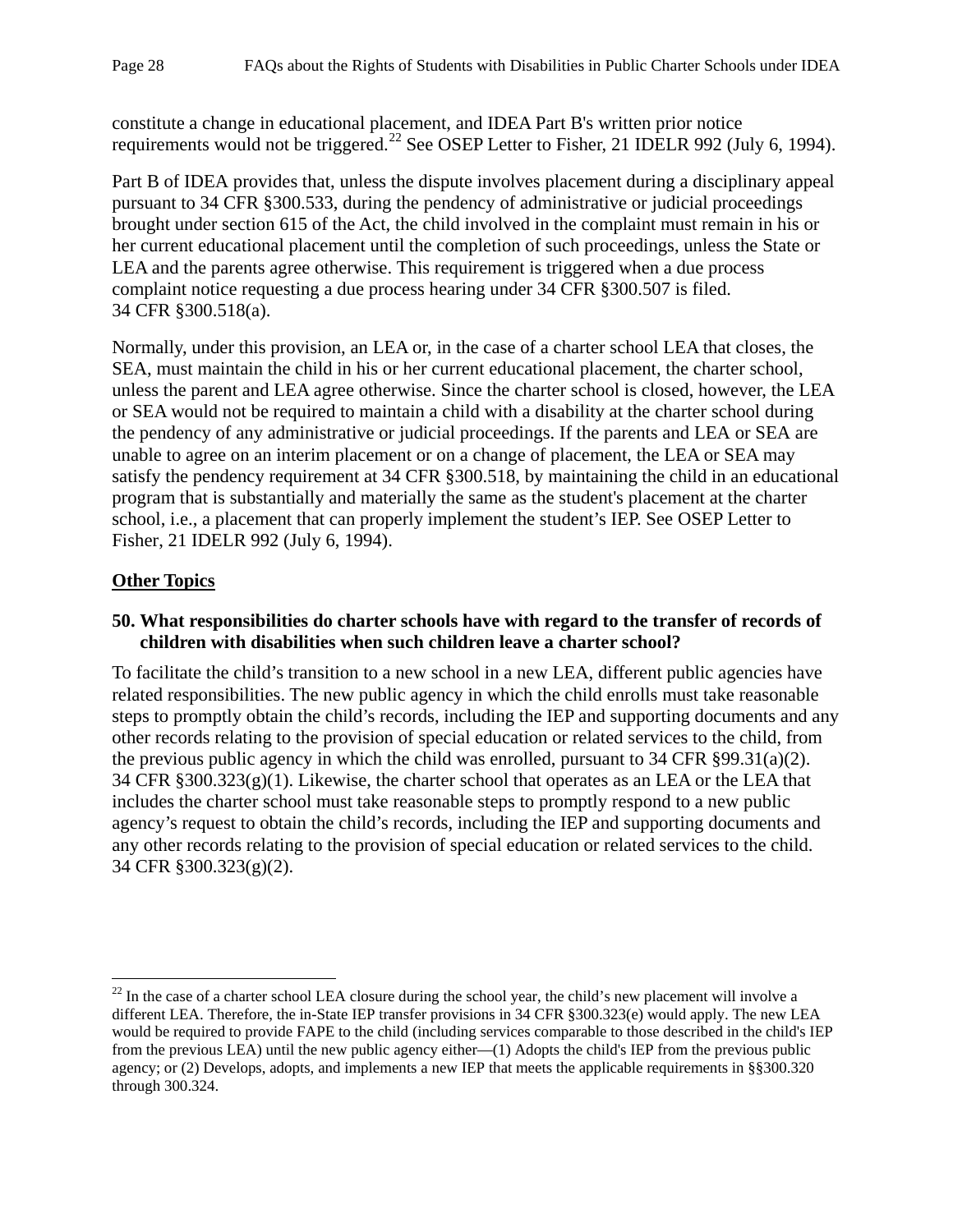constitute a change in educational placement, and IDEA Part B's written prior notice requirements would not be triggered.[22] See OSEP Letter to Fisher, 21 IDELR 992 (July 6, 1994).

Part B of IDEA provides that, unless the dispute involves placement during a disciplinary appeal pursuant to 34 CFR §300.533, during the pendency of administrative or judicial proceedings brought under section 615 of the Act, the child involved in the complaint must remain in his or her current educational placement until the completion of such proceedings, unless the State or LEA and the parents agree otherwise. This requirement is triggered when a due process complaint notice requesting a due process hearing under 34 CFR §300.507 is filed. 34 CFR §300.518(a).

Normally, under this provision, an LEA or, in the case of a charter school LEA that closes, the SEA, must maintain the child in his or her current educational placement, the charter school, unless the parent and LEA agree otherwise. Since the charter school is closed, however, the LEA or SEA would not be required to maintain a child with a disability at the charter school during the pendency of any administrative or judicial proceedings. If the parents and LEA or SEA are unable to agree on an interim placement or on a change of placement, the LEA or SEA may satisfy the pendency requirement at 34 CFR §300.518, by maintaining the child in an educational program that is substantially and materially the same as the student's placement at the charter school, i.e., a placement that can properly implement the student's IEP. See OSEP Letter to Fisher, 21 IDELR 992 (July 6, 1994).

## Other Topics

### 50. What responsibilities do charter schools have with regard to the transfer of records of children with disabilities when such children leave a charter school?

To facilitate the child's transition to a new school in a new LEA, different public agencies have related responsibilities. The new public agency in which the child enrolls must take reasonable steps to promptly obtain the child's records, including the IEP and supporting documents and any other records relating to the provision of special education or related services to the child, from the previous public agency in which the child was enrolled, pursuant to 34 CFR §99.31(a)(2). 34 CFR §300.323(g)(1). Likewise, the charter school that operates as an LEA or the LEA that includes the charter school must take reasonable steps to promptly respond to a new public agency's request to obtain the child's records, including the IEP and supporting documents and any other records relating to the provision of special education or related services to the child. 34 CFR §300.323(g)(2).

---

[22] In the case of a charter school LEA closure during the school year, the child's new placement will involve a different LEA. Therefore, the in-State IEP transfer provisions in 34 CFR §300.323(e) would apply. The new LEA would be required to provide FAPE to the child (including services comparable to those described in the child's IEP from the previous LEA) until the new public agency either—(1) Adopts the child's IEP from the previous public agency; or (2) Develops, adopts, and implements a new IEP that meets the applicable requirements in §§300.320 through 300.324.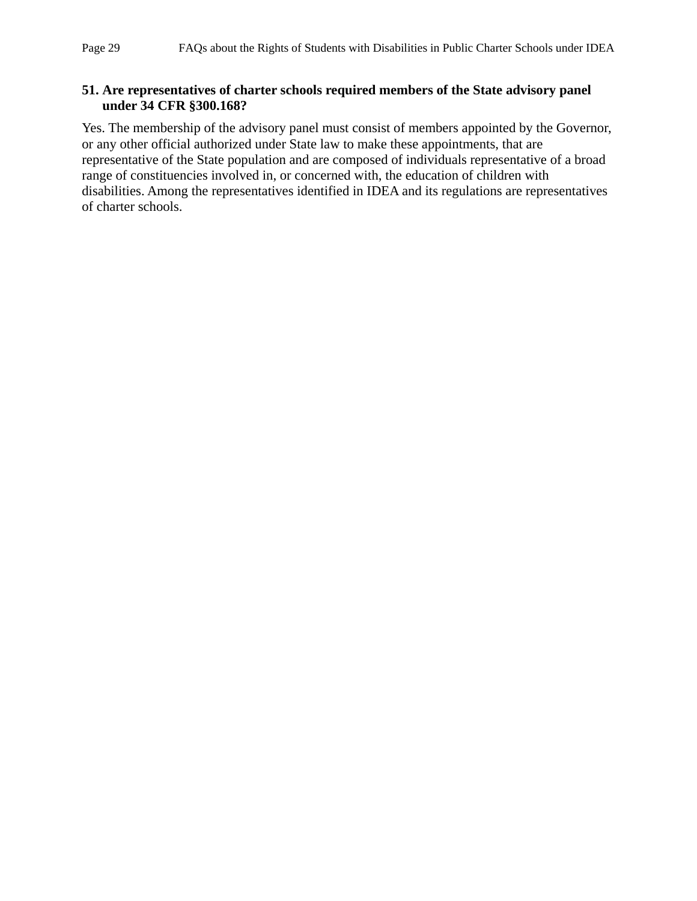**51. Are representatives of charter schools required members of the State advisory panel under 34 CFR §300.168?**

Yes. The membership of the advisory panel must consist of members appointed by the Governor, or any other official authorized under State law to make these appointments, that are representative of the State population and are composed of individuals representative of a broad range of constituencies involved in, or concerned with, the education of children with disabilities. Among the representatives identified in IDEA and its regulations are representatives of charter schools.